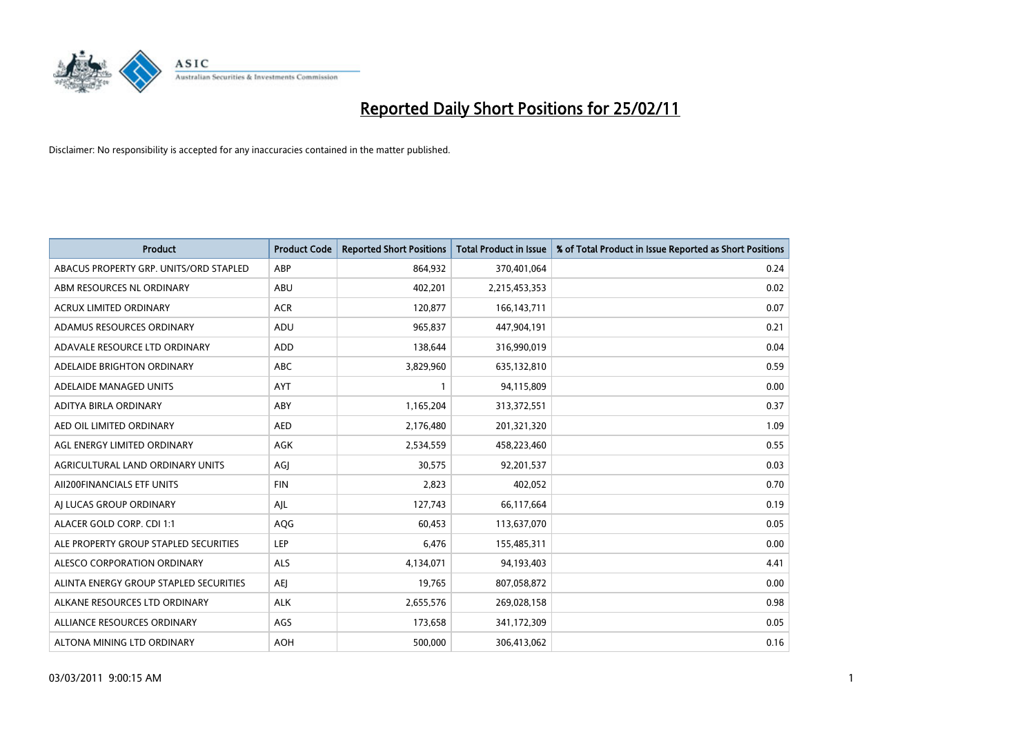# Reported Daily Short Positions for 25/02/11

Disclaimer: No responsibility is accepted for any inaccuracies contained in the matter published.

| Product | Product Code | Reported Short Positions | Total Product in Issue | % of Total Product in Issue Reported as Short Positions |
|---|---|---|---|---|
| ABACUS PROPERTY GRP. UNITS/ORD STAPLED | ABP | 864,932 | 370,401,064 | 0.24 |
| ABM RESOURCES NL ORDINARY | ABU | 402,201 | 2,215,453,353 | 0.02 |
| ACRUX LIMITED ORDINARY | ACR | 120,877 | 166,143,711 | 0.07 |
| ADAMUS RESOURCES ORDINARY | ADU | 965,837 | 447,904,191 | 0.21 |
| ADAVALE RESOURCE LTD ORDINARY | ADD | 138,644 | 316,990,019 | 0.04 |
| ADELAIDE BRIGHTON ORDINARY | ABC | 3,829,960 | 635,132,810 | 0.59 |
| ADELAIDE MANAGED UNITS | AYT | 1 | 94,115,809 | 0.00 |
| ADITYA BIRLA ORDINARY | ABY | 1,165,204 | 313,372,551 | 0.37 |
| AED OIL LIMITED ORDINARY | AED | 2,176,480 | 201,321,320 | 1.09 |
| AGL ENERGY LIMITED ORDINARY | AGK | 2,534,559 | 458,223,460 | 0.55 |
| AGRICULTURAL LAND ORDINARY UNITS | AGJ | 30,575 | 92,201,537 | 0.03 |
| AII200FINANCIALS ETF UNITS | FIN | 2,823 | 402,052 | 0.70 |
| AJ LUCAS GROUP ORDINARY | AJL | 127,743 | 66,117,664 | 0.19 |
| ALACER GOLD CORP. CDI 1:1 | AQG | 60,453 | 113,637,070 | 0.05 |
| ALE PROPERTY GROUP STAPLED SECURITIES | LEP | 6,476 | 155,485,311 | 0.00 |
| ALESCO CORPORATION ORDINARY | ALS | 4,134,071 | 94,193,403 | 4.41 |
| ALINTA ENERGY GROUP STAPLED SECURITIES | AEJ | 19,765 | 807,058,872 | 0.00 |
| ALKANE RESOURCES LTD ORDINARY | ALK | 2,655,576 | 269,028,158 | 0.98 |
| ALLIANCE RESOURCES ORDINARY | AGS | 173,658 | 341,172,309 | 0.05 |
| ALTONA MINING LTD ORDINARY | AOH | 500,000 | 306,413,062 | 0.16 |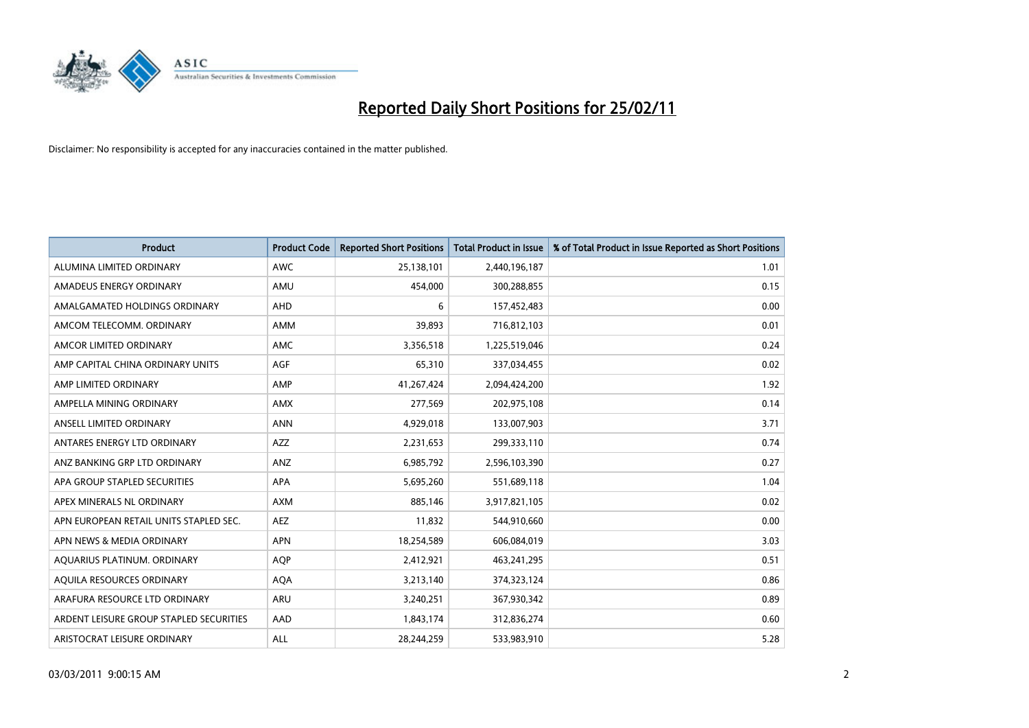# Reported Daily Short Positions for 25/02/11

Disclaimer: No responsibility is accepted for any inaccuracies contained in the matter published.

| Product | Product Code | Reported Short Positions | Total Product in Issue | % of Total Product in Issue Reported as Short Positions |
|---|---|---|---|---|
| ALUMINA LIMITED ORDINARY | AWC | 25,138,101 | 2,440,196,187 | 1.01 |
| AMADEUS ENERGY ORDINARY | AMU | 454,000 | 300,288,855 | 0.15 |
| AMALGAMATED HOLDINGS ORDINARY | AHD | 6 | 157,452,483 | 0.00 |
| AMCOM TELECOMM. ORDINARY | AMM | 39,893 | 716,812,103 | 0.01 |
| AMCOR LIMITED ORDINARY | AMC | 3,356,518 | 1,225,519,046 | 0.24 |
| AMP CAPITAL CHINA ORDINARY UNITS | AGF | 65,310 | 337,034,455 | 0.02 |
| AMP LIMITED ORDINARY | AMP | 41,267,424 | 2,094,424,200 | 1.92 |
| AMPELLA MINING ORDINARY | AMX | 277,569 | 202,975,108 | 0.14 |
| ANSELL LIMITED ORDINARY | ANN | 4,929,018 | 133,007,903 | 3.71 |
| ANTARES ENERGY LTD ORDINARY | AZZ | 2,231,653 | 299,333,110 | 0.74 |
| ANZ BANKING GRP LTD ORDINARY | ANZ | 6,985,792 | 2,596,103,390 | 0.27 |
| APA GROUP STAPLED SECURITIES | APA | 5,695,260 | 551,689,118 | 1.04 |
| APEX MINERALS NL ORDINARY | AXM | 885,146 | 3,917,821,105 | 0.02 |
| APN EUROPEAN RETAIL UNITS STAPLED SEC. | AEZ | 11,832 | 544,910,660 | 0.00 |
| APN NEWS & MEDIA ORDINARY | APN | 18,254,589 | 606,084,019 | 3.03 |
| AQUARIUS PLATINUM. ORDINARY | AQP | 2,412,921 | 463,241,295 | 0.51 |
| AQUILA RESOURCES ORDINARY | AQA | 3,213,140 | 374,323,124 | 0.86 |
| ARAFURA RESOURCE LTD ORDINARY | ARU | 3,240,251 | 367,930,342 | 0.89 |
| ARDENT LEISURE GROUP STAPLED SECURITIES | AAD | 1,843,174 | 312,836,274 | 0.60 |
| ARISTOCRAT LEISURE ORDINARY | ALL | 28,244,259 | 533,983,910 | 5.28 |

03/03/2011 9:00:15 AM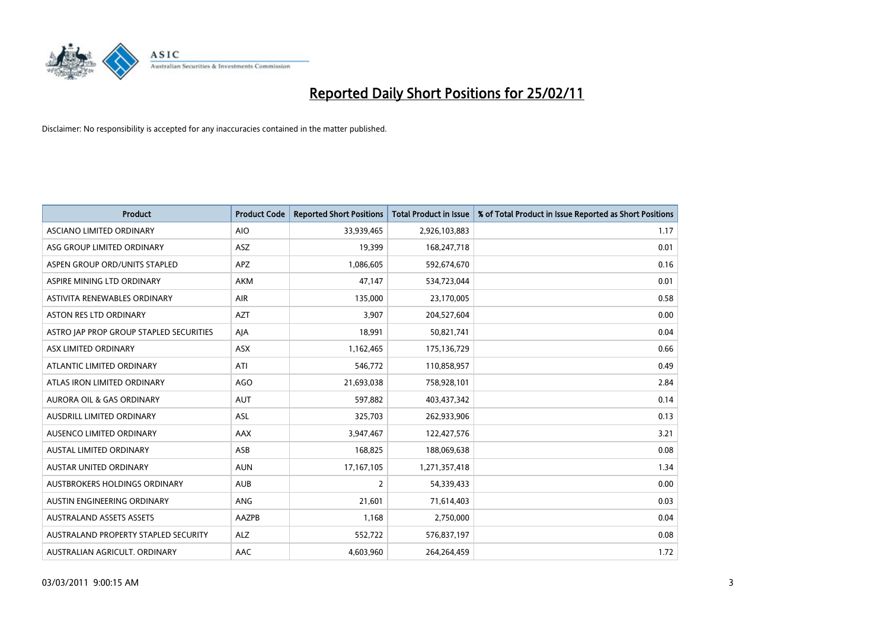# Reported Daily Short Positions for 25/02/11

Disclaimer: No responsibility is accepted for any inaccuracies contained in the matter published.

| Product | Product Code | Reported Short Positions | Total Product in Issue | % of Total Product in Issue Reported as Short Positions |
|---|---|---|---|---|
| ASCIANO LIMITED ORDINARY | AIO | 33,939,465 | 2,926,103,883 | 1.17 |
| ASG GROUP LIMITED ORDINARY | ASZ | 19,399 | 168,247,718 | 0.01 |
| ASPEN GROUP ORD/UNITS STAPLED | APZ | 1,086,605 | 592,674,670 | 0.16 |
| ASPIRE MINING LTD ORDINARY | AKM | 47,147 | 534,723,044 | 0.01 |
| ASTIVITA RENEWABLES ORDINARY | AIR | 135,000 | 23,170,005 | 0.58 |
| ASTON RES LTD ORDINARY | AZT | 3,907 | 204,527,604 | 0.00 |
| ASTRO JAP PROP GROUP STAPLED SECURITIES | AJA | 18,991 | 50,821,741 | 0.04 |
| ASX LIMITED ORDINARY | ASX | 1,162,465 | 175,136,729 | 0.66 |
| ATLANTIC LIMITED ORDINARY | ATI | 546,772 | 110,858,957 | 0.49 |
| ATLAS IRON LIMITED ORDINARY | AGO | 21,693,038 | 758,928,101 | 2.84 |
| AURORA OIL & GAS ORDINARY | AUT | 597,882 | 403,437,342 | 0.14 |
| AUSDRILL LIMITED ORDINARY | ASL | 325,703 | 262,933,906 | 0.13 |
| AUSENCO LIMITED ORDINARY | AAX | 3,947,467 | 122,427,576 | 3.21 |
| AUSTAL LIMITED ORDINARY | ASB | 168,825 | 188,069,638 | 0.08 |
| AUSTAR UNITED ORDINARY | AUN | 17,167,105 | 1,271,357,418 | 1.34 |
| AUSTBROKERS HOLDINGS ORDINARY | AUB | 2 | 54,339,433 | 0.00 |
| AUSTIN ENGINEERING ORDINARY | ANG | 21,601 | 71,614,403 | 0.03 |
| AUSTRALAND ASSETS ASSETS | AAZPB | 1,168 | 2,750,000 | 0.04 |
| AUSTRALAND PROPERTY STAPLED SECURITY | ALZ | 552,722 | 576,837,197 | 0.08 |
| AUSTRALIAN AGRICULT. ORDINARY | AAC | 4,603,960 | 264,264,459 | 1.72 |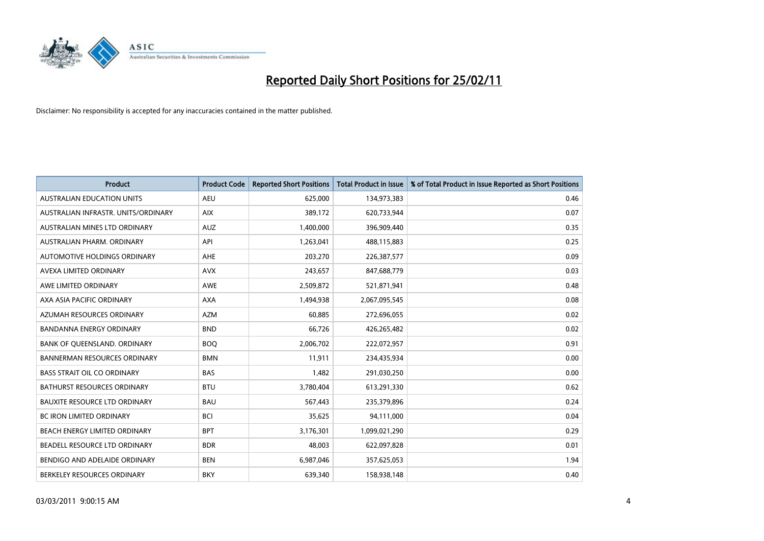# Reported Daily Short Positions for 25/02/11

Disclaimer: No responsibility is accepted for any inaccuracies contained in the matter published.

| Product | Product Code | Reported Short Positions | Total Product in Issue | % of Total Product in Issue Reported as Short Positions |
|---|---|---|---|---|
| AUSTRALIAN EDUCATION UNITS | AEU | 625,000 | 134,973,383 | 0.46 |
| AUSTRALIAN INFRASTR. UNITS/ORDINARY | AIX | 389,172 | 620,733,944 | 0.07 |
| AUSTRALIAN MINES LTD ORDINARY | AUZ | 1,400,000 | 396,909,440 | 0.35 |
| AUSTRALIAN PHARM. ORDINARY | API | 1,263,041 | 488,115,883 | 0.25 |
| AUTOMOTIVE HOLDINGS ORDINARY | AHE | 203,270 | 226,387,577 | 0.09 |
| AVEXA LIMITED ORDINARY | AVX | 243,657 | 847,688,779 | 0.03 |
| AWE LIMITED ORDINARY | AWE | 2,509,872 | 521,871,941 | 0.48 |
| AXA ASIA PACIFIC ORDINARY | AXA | 1,494,938 | 2,067,095,545 | 0.08 |
| AZUMAH RESOURCES ORDINARY | AZM | 60,885 | 272,696,055 | 0.02 |
| BANDANNA ENERGY ORDINARY | BND | 66,726 | 426,265,482 | 0.02 |
| BANK OF QUEENSLAND. ORDINARY | BOQ | 2,006,702 | 222,072,957 | 0.91 |
| BANNERMAN RESOURCES ORDINARY | BMN | 11,911 | 234,435,934 | 0.00 |
| BASS STRAIT OIL CO ORDINARY | BAS | 1,482 | 291,030,250 | 0.00 |
| BATHURST RESOURCES ORDINARY | BTU | 3,780,404 | 613,291,330 | 0.62 |
| BAUXITE RESOURCE LTD ORDINARY | BAU | 567,443 | 235,379,896 | 0.24 |
| BC IRON LIMITED ORDINARY | BCI | 35,625 | 94,111,000 | 0.04 |
| BEACH ENERGY LIMITED ORDINARY | BPT | 3,176,301 | 1,099,021,290 | 0.29 |
| BEADELL RESOURCE LTD ORDINARY | BDR | 48,003 | 622,097,828 | 0.01 |
| BENDIGO AND ADELAIDE ORDINARY | BEN | 6,987,046 | 357,625,053 | 1.94 |
| BERKELEY RESOURCES ORDINARY | BKY | 639,340 | 158,938,148 | 0.40 |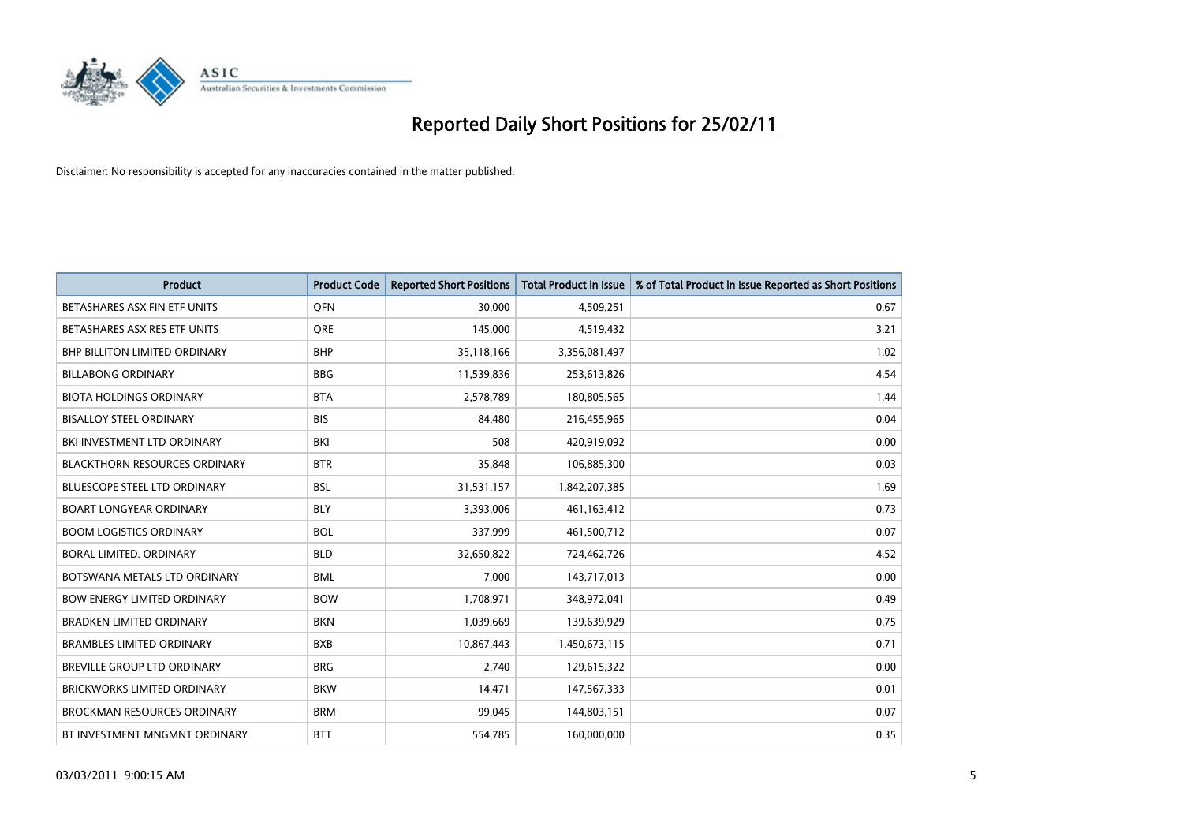# Reported Daily Short Positions for 25/02/11

Disclaimer: No responsibility is accepted for any inaccuracies contained in the matter published.

| Product | Product Code | Reported Short Positions | Total Product in Issue | % of Total Product in Issue Reported as Short Positions |
|---|---|---|---|---|
| BETASHARES ASX FIN ETF UNITS | QFN | 30,000 | 4,509,251 | 0.67 |
| BETASHARES ASX RES ETF UNITS | QRE | 145,000 | 4,519,432 | 3.21 |
| BHP BILLITON LIMITED ORDINARY | BHP | 35,118,166 | 3,356,081,497 | 1.02 |
| BILLABONG ORDINARY | BBG | 11,539,836 | 253,613,826 | 4.54 |
| BIOTA HOLDINGS ORDINARY | BTA | 2,578,789 | 180,805,565 | 1.44 |
| BISALLOY STEEL ORDINARY | BIS | 84,480 | 216,455,965 | 0.04 |
| BKI INVESTMENT LTD ORDINARY | BKI | 508 | 420,919,092 | 0.00 |
| BLACKTHORN RESOURCES ORDINARY | BTR | 35,848 | 106,885,300 | 0.03 |
| BLUESCOPE STEEL LTD ORDINARY | BSL | 31,531,157 | 1,842,207,385 | 1.69 |
| BOART LONGYEAR ORDINARY | BLY | 3,393,006 | 461,163,412 | 0.73 |
| BOOM LOGISTICS ORDINARY | BOL | 337,999 | 461,500,712 | 0.07 |
| BORAL LIMITED. ORDINARY | BLD | 32,650,822 | 724,462,726 | 4.52 |
| BOTSWANA METALS LTD ORDINARY | BML | 7,000 | 143,717,013 | 0.00 |
| BOW ENERGY LIMITED ORDINARY | BOW | 1,708,971 | 348,972,041 | 0.49 |
| BRADKEN LIMITED ORDINARY | BKN | 1,039,669 | 139,639,929 | 0.75 |
| BRAMBLES LIMITED ORDINARY | BXB | 10,867,443 | 1,450,673,115 | 0.71 |
| BREVILLE GROUP LTD ORDINARY | BRG | 2,740 | 129,615,322 | 0.00 |
| BRICKWORKS LIMITED ORDINARY | BKW | 14,471 | 147,567,333 | 0.01 |
| BROCKMAN RESOURCES ORDINARY | BRM | 99,045 | 144,803,151 | 0.07 |
| BT INVESTMENT MNGMNT ORDINARY | BTT | 554,785 | 160,000,000 | 0.35 |

03/03/2011 9:00:15 AM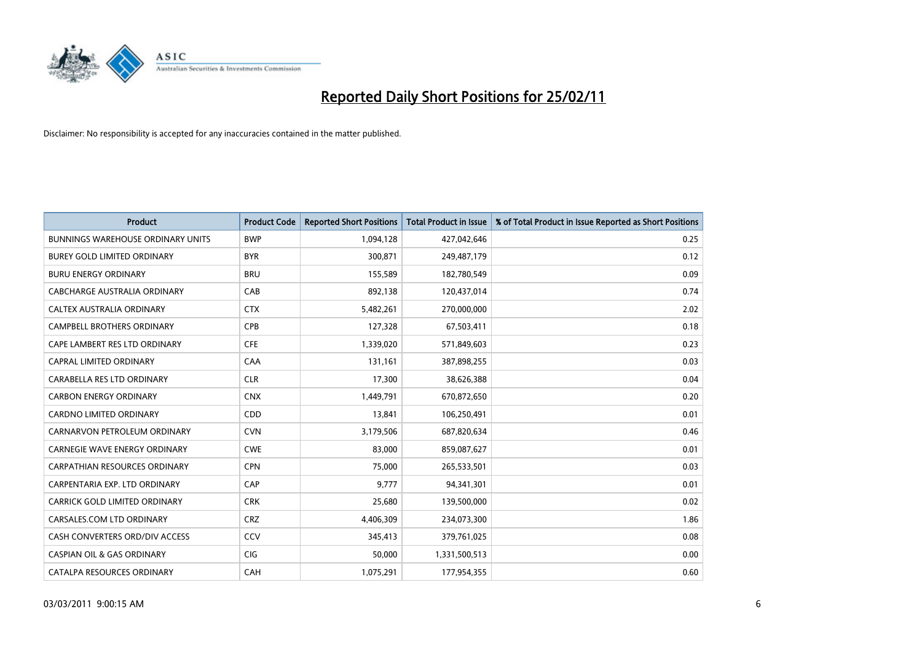# Reported Daily Short Positions for 25/02/11

Disclaimer: No responsibility is accepted for any inaccuracies contained in the matter published.

| Product | Product Code | Reported Short Positions | Total Product in Issue | % of Total Product in Issue Reported as Short Positions |
|---|---|---|---|---|
| BUNNINGS WAREHOUSE ORDINARY UNITS | BWP | 1,094,128 | 427,042,646 | 0.25 |
| BUREY GOLD LIMITED ORDINARY | BYR | 300,871 | 249,487,179 | 0.12 |
| BURU ENERGY ORDINARY | BRU | 155,589 | 182,780,549 | 0.09 |
| CABCHARGE AUSTRALIA ORDINARY | CAB | 892,138 | 120,437,014 | 0.74 |
| CALTEX AUSTRALIA ORDINARY | CTX | 5,482,261 | 270,000,000 | 2.02 |
| CAMPBELL BROTHERS ORDINARY | CPB | 127,328 | 67,503,411 | 0.18 |
| CAPE LAMBERT RES LTD ORDINARY | CFE | 1,339,020 | 571,849,603 | 0.23 |
| CAPRAL LIMITED ORDINARY | CAA | 131,161 | 387,898,255 | 0.03 |
| CARABELLA RES LTD ORDINARY | CLR | 17,300 | 38,626,388 | 0.04 |
| CARBON ENERGY ORDINARY | CNX | 1,449,791 | 670,872,650 | 0.20 |
| CARDNO LIMITED ORDINARY | CDD | 13,841 | 106,250,491 | 0.01 |
| CARNARVON PETROLEUM ORDINARY | CVN | 3,179,506 | 687,820,634 | 0.46 |
| CARNEGIE WAVE ENERGY ORDINARY | CWE | 83,000 | 859,087,627 | 0.01 |
| CARPATHIAN RESOURCES ORDINARY | CPN | 75,000 | 265,533,501 | 0.03 |
| CARPENTARIA EXP. LTD ORDINARY | CAP | 9,777 | 94,341,301 | 0.01 |
| CARRICK GOLD LIMITED ORDINARY | CRK | 25,680 | 139,500,000 | 0.02 |
| CARSALES.COM LTD ORDINARY | CRZ | 4,406,309 | 234,073,300 | 1.86 |
| CASH CONVERTERS ORD/DIV ACCESS | CCV | 345,413 | 379,761,025 | 0.08 |
| CASPIAN OIL & GAS ORDINARY | CIG | 50,000 | 1,331,500,513 | 0.00 |
| CATALPA RESOURCES ORDINARY | CAH | 1,075,291 | 177,954,355 | 0.60 |

03/03/2011 9:00:15 AM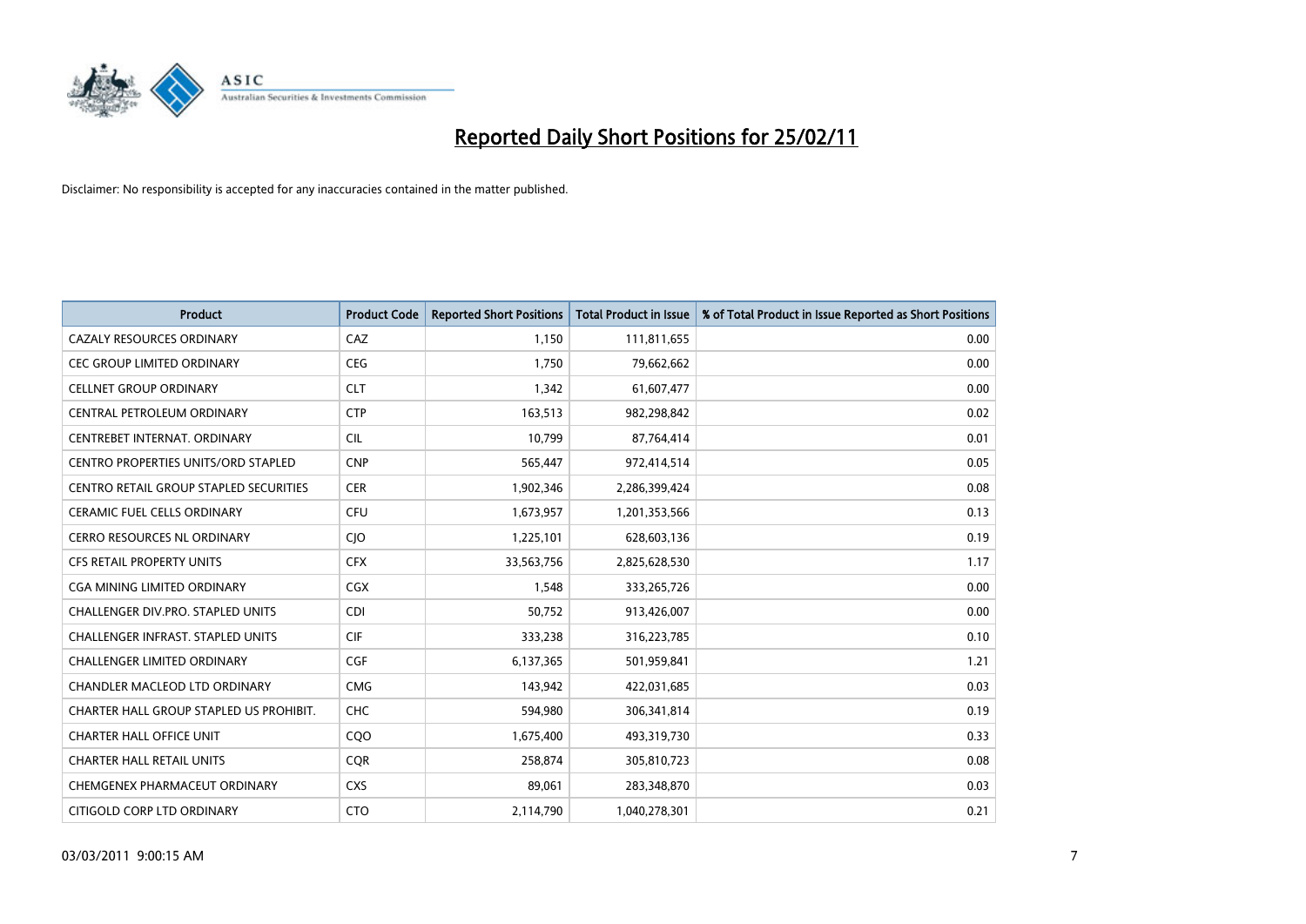# Reported Daily Short Positions for 25/02/11

Disclaimer: No responsibility is accepted for any inaccuracies contained in the matter published.

| Product | Product Code | Reported Short Positions | Total Product in Issue | % of Total Product in Issue Reported as Short Positions |
|---|---|---|---|---|
| CAZALY RESOURCES ORDINARY | CAZ | 1,150 | 111,811,655 | 0.00 |
| CEC GROUP LIMITED ORDINARY | CEG | 1,750 | 79,662,662 | 0.00 |
| CELLNET GROUP ORDINARY | CLT | 1,342 | 61,607,477 | 0.00 |
| CENTRAL PETROLEUM ORDINARY | CTP | 163,513 | 982,298,842 | 0.02 |
| CENTREBET INTERNAT. ORDINARY | CIL | 10,799 | 87,764,414 | 0.01 |
| CENTRO PROPERTIES UNITS/ORD STAPLED | CNP | 565,447 | 972,414,514 | 0.05 |
| CENTRO RETAIL GROUP STAPLED SECURITIES | CER | 1,902,346 | 2,286,399,424 | 0.08 |
| CERAMIC FUEL CELLS ORDINARY | CFU | 1,673,957 | 1,201,353,566 | 0.13 |
| CERRO RESOURCES NL ORDINARY | CJO | 1,225,101 | 628,603,136 | 0.19 |
| CFS RETAIL PROPERTY UNITS | CFX | 33,563,756 | 2,825,628,530 | 1.17 |
| CGA MINING LIMITED ORDINARY | CGX | 1,548 | 333,265,726 | 0.00 |
| CHALLENGER DIV.PRO. STAPLED UNITS | CDI | 50,752 | 913,426,007 | 0.00 |
| CHALLENGER INFRAST. STAPLED UNITS | CIF | 333,238 | 316,223,785 | 0.10 |
| CHALLENGER LIMITED ORDINARY | CGF | 6,137,365 | 501,959,841 | 1.21 |
| CHANDLER MACLEOD LTD ORDINARY | CMG | 143,942 | 422,031,685 | 0.03 |
| CHARTER HALL GROUP STAPLED US PROHIBIT. | CHC | 594,980 | 306,341,814 | 0.19 |
| CHARTER HALL OFFICE UNIT | CQO | 1,675,400 | 493,319,730 | 0.33 |
| CHARTER HALL RETAIL UNITS | CQR | 258,874 | 305,810,723 | 0.08 |
| CHEMGENEX PHARMACEUT ORDINARY | CXS | 89,061 | 283,348,870 | 0.03 |
| CITIGOLD CORP LTD ORDINARY | CTO | 2,114,790 | 1,040,278,301 | 0.21 |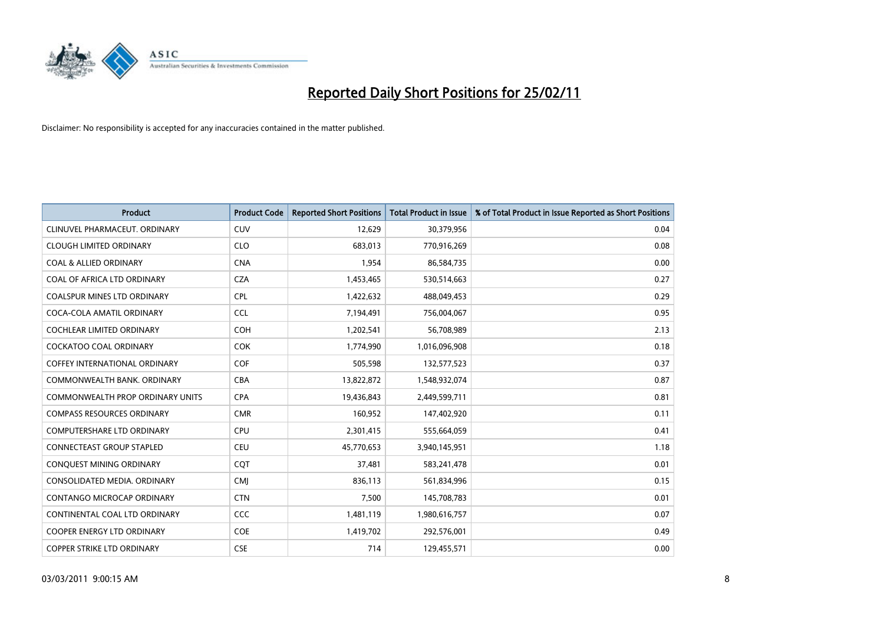# Reported Daily Short Positions for 25/02/11

Disclaimer: No responsibility is accepted for any inaccuracies contained in the matter published.

| Product | Product Code | Reported Short Positions | Total Product in Issue | % of Total Product in Issue Reported as Short Positions |
|---|---|---|---|---|
| CLINUVEL PHARMACEUT. ORDINARY | CUV | 12,629 | 30,379,956 | 0.04 |
| CLOUGH LIMITED ORDINARY | CLO | 683,013 | 770,916,269 | 0.08 |
| COAL & ALLIED ORDINARY | CNA | 1,954 | 86,584,735 | 0.00 |
| COAL OF AFRICA LTD ORDINARY | CZA | 1,453,465 | 530,514,663 | 0.27 |
| COALSPUR MINES LTD ORDINARY | CPL | 1,422,632 | 488,049,453 | 0.29 |
| COCA-COLA AMATIL ORDINARY | CCL | 7,194,491 | 756,004,067 | 0.95 |
| COCHLEAR LIMITED ORDINARY | COH | 1,202,541 | 56,708,989 | 2.13 |
| COCKATOO COAL ORDINARY | COK | 1,774,990 | 1,016,096,908 | 0.18 |
| COFFEY INTERNATIONAL ORDINARY | COF | 505,598 | 132,577,523 | 0.37 |
| COMMONWEALTH BANK. ORDINARY | CBA | 13,822,872 | 1,548,932,074 | 0.87 |
| COMMONWEALTH PROP ORDINARY UNITS | CPA | 19,436,843 | 2,449,599,711 | 0.81 |
| COMPASS RESOURCES ORDINARY | CMR | 160,952 | 147,402,920 | 0.11 |
| COMPUTERSHARE LTD ORDINARY | CPU | 2,301,415 | 555,664,059 | 0.41 |
| CONNECTEAST GROUP STAPLED | CEU | 45,770,653 | 3,940,145,951 | 1.18 |
| CONQUEST MINING ORDINARY | CQT | 37,481 | 583,241,478 | 0.01 |
| CONSOLIDATED MEDIA. ORDINARY | CMJ | 836,113 | 561,834,996 | 0.15 |
| CONTANGO MICROCAP ORDINARY | CTN | 7,500 | 145,708,783 | 0.01 |
| CONTINENTAL COAL LTD ORDINARY | CCC | 1,481,119 | 1,980,616,757 | 0.07 |
| COOPER ENERGY LTD ORDINARY | COE | 1,419,702 | 292,576,001 | 0.49 |
| COPPER STRIKE LTD ORDINARY | CSE | 714 | 129,455,571 | 0.00 |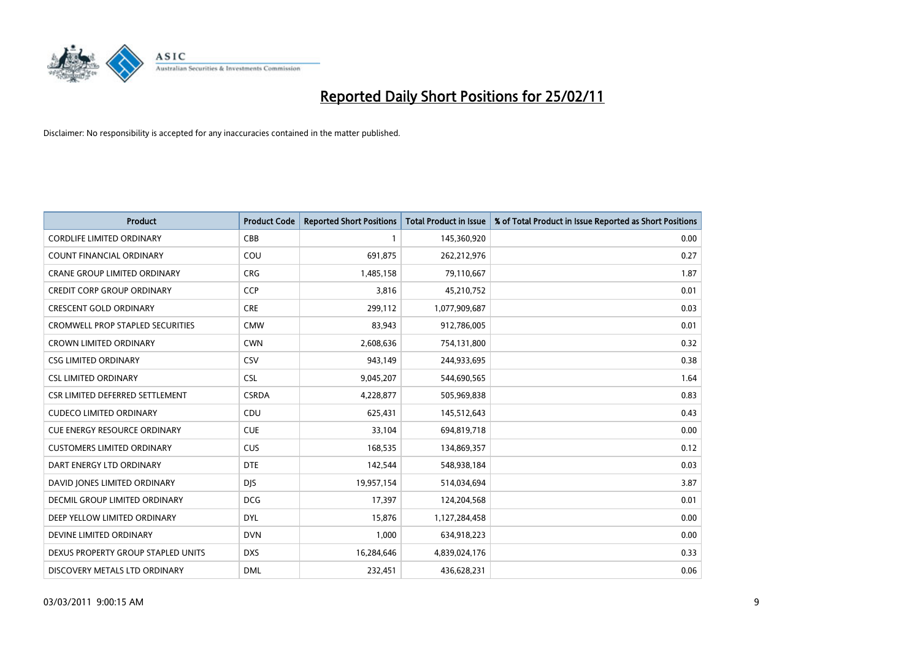# Reported Daily Short Positions for 25/02/11

Disclaimer: No responsibility is accepted for any inaccuracies contained in the matter published.

| Product | Product Code | Reported Short Positions | Total Product in Issue | % of Total Product in Issue Reported as Short Positions |
|---|---|---|---|---|
| CORDLIFE LIMITED ORDINARY | CBB | 1 | 145,360,920 | 0.00 |
| COUNT FINANCIAL ORDINARY | COU | 691,875 | 262,212,976 | 0.27 |
| CRANE GROUP LIMITED ORDINARY | CRG | 1,485,158 | 79,110,667 | 1.87 |
| CREDIT CORP GROUP ORDINARY | CCP | 3,816 | 45,210,752 | 0.01 |
| CRESCENT GOLD ORDINARY | CRE | 299,112 | 1,077,909,687 | 0.03 |
| CROMWELL PROP STAPLED SECURITIES | CMW | 83,943 | 912,786,005 | 0.01 |
| CROWN LIMITED ORDINARY | CWN | 2,608,636 | 754,131,800 | 0.32 |
| CSG LIMITED ORDINARY | CSV | 943,149 | 244,933,695 | 0.38 |
| CSL LIMITED ORDINARY | CSL | 9,045,207 | 544,690,565 | 1.64 |
| CSR LIMITED DEFERRED SETTLEMENT | CSRDA | 4,228,877 | 505,969,838 | 0.83 |
| CUDECO LIMITED ORDINARY | CDU | 625,431 | 145,512,643 | 0.43 |
| CUE ENERGY RESOURCE ORDINARY | CUE | 33,104 | 694,819,718 | 0.00 |
| CUSTOMERS LIMITED ORDINARY | CUS | 168,535 | 134,869,357 | 0.12 |
| DART ENERGY LTD ORDINARY | DTE | 142,544 | 548,938,184 | 0.03 |
| DAVID JONES LIMITED ORDINARY | DJS | 19,957,154 | 514,034,694 | 3.87 |
| DECMIL GROUP LIMITED ORDINARY | DCG | 17,397 | 124,204,568 | 0.01 |
| DEEP YELLOW LIMITED ORDINARY | DYL | 15,876 | 1,127,284,458 | 0.00 |
| DEVINE LIMITED ORDINARY | DVN | 1,000 | 634,918,223 | 0.00 |
| DEXUS PROPERTY GROUP STAPLED UNITS | DXS | 16,284,646 | 4,839,024,176 | 0.33 |
| DISCOVERY METALS LTD ORDINARY | DML | 232,451 | 436,628,231 | 0.06 |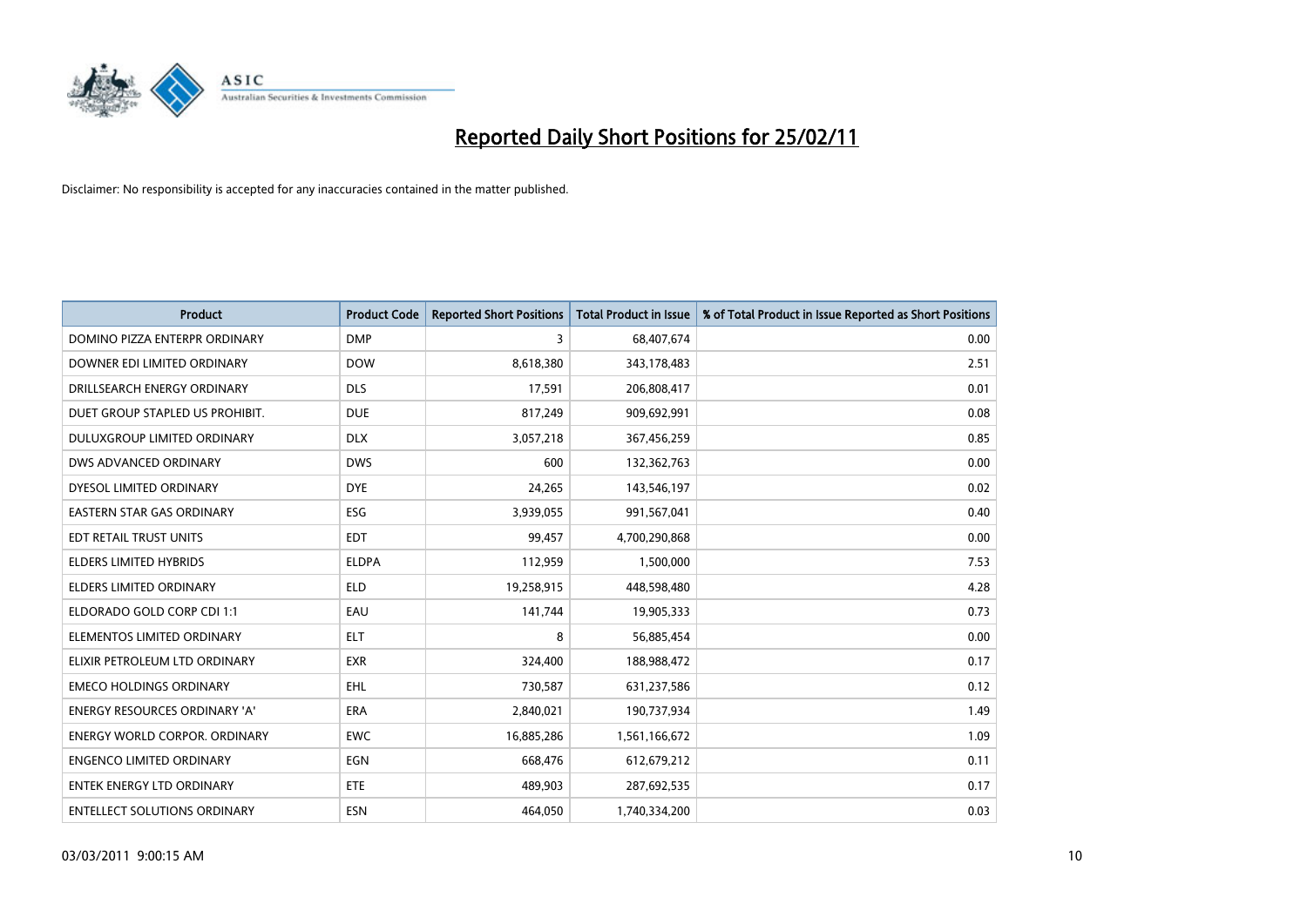# Reported Daily Short Positions for 25/02/11

Disclaimer: No responsibility is accepted for any inaccuracies contained in the matter published.

| Product | Product Code | Reported Short Positions | Total Product in Issue | % of Total Product in Issue Reported as Short Positions |
|---|---|---|---|---|
| DOMINO PIZZA ENTERPR ORDINARY | DMP | 3 | 68,407,674 | 0.00 |
| DOWNER EDI LIMITED ORDINARY | DOW | 8,618,380 | 343,178,483 | 2.51 |
| DRILLSEARCH ENERGY ORDINARY | DLS | 17,591 | 206,808,417 | 0.01 |
| DUET GROUP STAPLED US PROHIBIT. | DUE | 817,249 | 909,692,991 | 0.08 |
| DULUXGROUP LIMITED ORDINARY | DLX | 3,057,218 | 367,456,259 | 0.85 |
| DWS ADVANCED ORDINARY | DWS | 600 | 132,362,763 | 0.00 |
| DYESOL LIMITED ORDINARY | DYE | 24,265 | 143,546,197 | 0.02 |
| EASTERN STAR GAS ORDINARY | ESG | 3,939,055 | 991,567,041 | 0.40 |
| EDT RETAIL TRUST UNITS | EDT | 99,457 | 4,700,290,868 | 0.00 |
| ELDERS LIMITED HYBRIDS | ELDPA | 112,959 | 1,500,000 | 7.53 |
| ELDERS LIMITED ORDINARY | ELD | 19,258,915 | 448,598,480 | 4.28 |
| ELDORADO GOLD CORP CDI 1:1 | EAU | 141,744 | 19,905,333 | 0.73 |
| ELEMENTOS LIMITED ORDINARY | ELT | 8 | 56,885,454 | 0.00 |
| ELIXIR PETROLEUM LTD ORDINARY | EXR | 324,400 | 188,988,472 | 0.17 |
| EMECO HOLDINGS ORDINARY | EHL | 730,587 | 631,237,586 | 0.12 |
| ENERGY RESOURCES ORDINARY 'A' | ERA | 2,840,021 | 190,737,934 | 1.49 |
| ENERGY WORLD CORPOR. ORDINARY | EWC | 16,885,286 | 1,561,166,672 | 1.09 |
| ENGENCO LIMITED ORDINARY | EGN | 668,476 | 612,679,212 | 0.11 |
| ENTEK ENERGY LTD ORDINARY | ETE | 489,903 | 287,692,535 | 0.17 |
| ENTELLECT SOLUTIONS ORDINARY | ESN | 464,050 | 1,740,334,200 | 0.03 |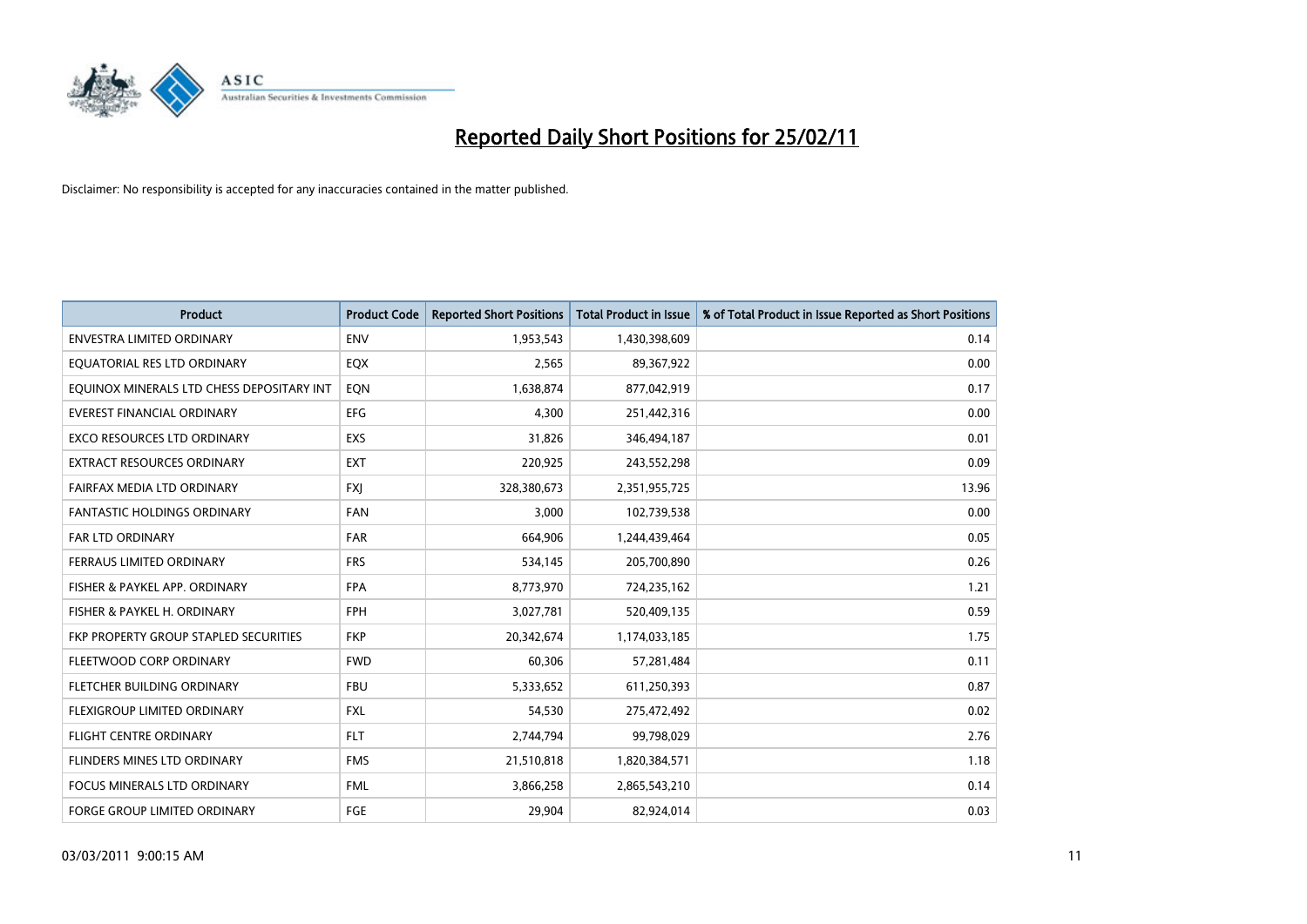# Reported Daily Short Positions for 25/02/11

Disclaimer: No responsibility is accepted for any inaccuracies contained in the matter published.

| Product | Product Code | Reported Short Positions | Total Product in Issue | % of Total Product in Issue Reported as Short Positions |
|---|---|---|---|---|
| ENVESTRA LIMITED ORDINARY | ENV | 1,953,543 | 1,430,398,609 | 0.14 |
| EQUATORIAL RES LTD ORDINARY | EQX | 2,565 | 89,367,922 | 0.00 |
| EQUINOX MINERALS LTD CHESS DEPOSITARY INT | EQN | 1,638,874 | 877,042,919 | 0.17 |
| EVEREST FINANCIAL ORDINARY | EFG | 4,300 | 251,442,316 | 0.00 |
| EXCO RESOURCES LTD ORDINARY | EXS | 31,826 | 346,494,187 | 0.01 |
| EXTRACT RESOURCES ORDINARY | EXT | 220,925 | 243,552,298 | 0.09 |
| FAIRFAX MEDIA LTD ORDINARY | FXJ | 328,380,673 | 2,351,955,725 | 13.96 |
| FANTASTIC HOLDINGS ORDINARY | FAN | 3,000 | 102,739,538 | 0.00 |
| FAR LTD ORDINARY | FAR | 664,906 | 1,244,439,464 | 0.05 |
| FERRAUS LIMITED ORDINARY | FRS | 534,145 | 205,700,890 | 0.26 |
| FISHER & PAYKEL APP. ORDINARY | FPA | 8,773,970 | 724,235,162 | 1.21 |
| FISHER & PAYKEL H. ORDINARY | FPH | 3,027,781 | 520,409,135 | 0.59 |
| FKP PROPERTY GROUP STAPLED SECURITIES | FKP | 20,342,674 | 1,174,033,185 | 1.75 |
| FLEETWOOD CORP ORDINARY | FWD | 60,306 | 57,281,484 | 0.11 |
| FLETCHER BUILDING ORDINARY | FBU | 5,333,652 | 611,250,393 | 0.87 |
| FLEXIGROUP LIMITED ORDINARY | FXL | 54,530 | 275,472,492 | 0.02 |
| FLIGHT CENTRE ORDINARY | FLT | 2,744,794 | 99,798,029 | 2.76 |
| FLINDERS MINES LTD ORDINARY | FMS | 21,510,818 | 1,820,384,571 | 1.18 |
| FOCUS MINERALS LTD ORDINARY | FML | 3,866,258 | 2,865,543,210 | 0.14 |
| FORGE GROUP LIMITED ORDINARY | FGE | 29,904 | 82,924,014 | 0.03 |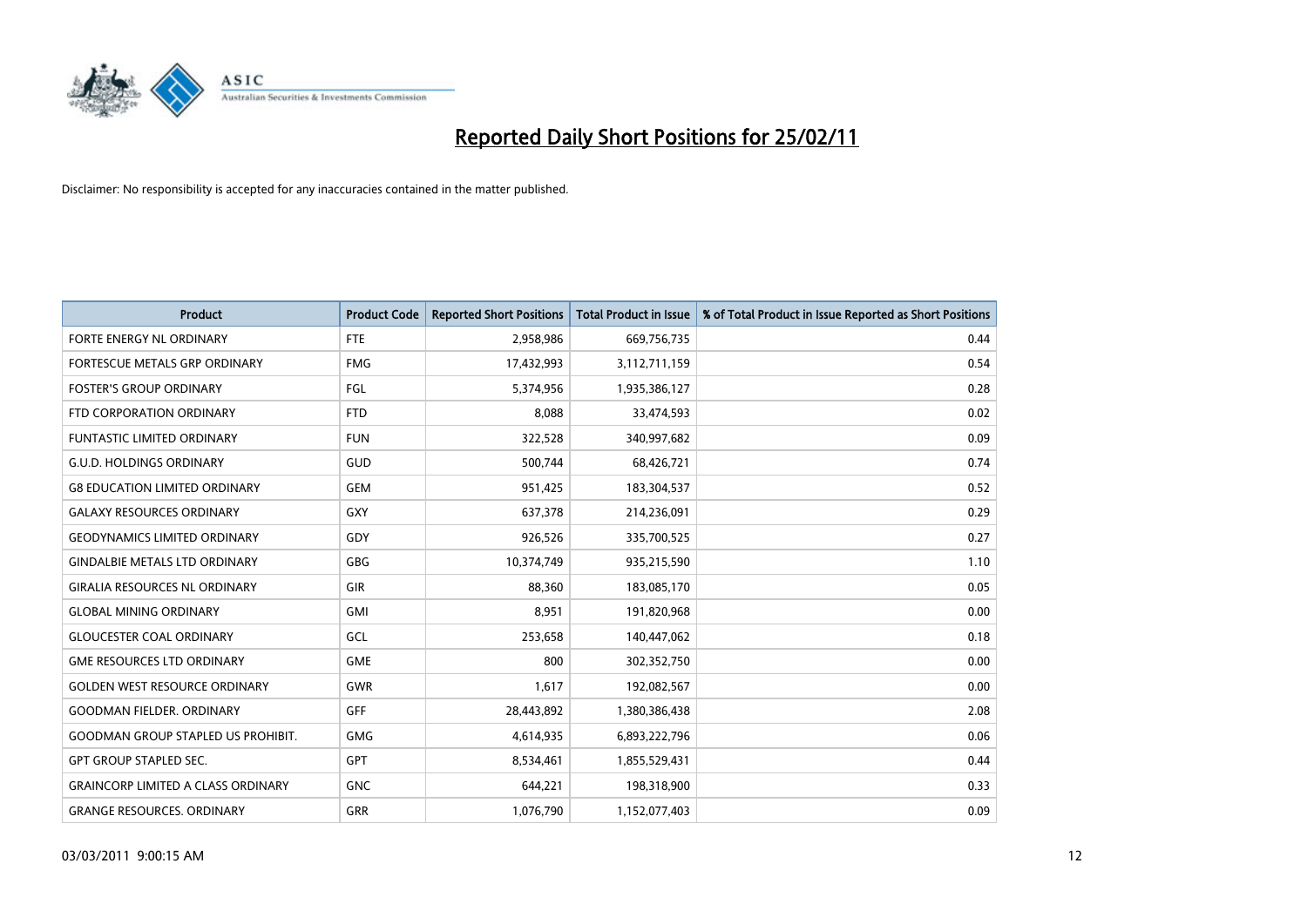# Reported Daily Short Positions for 25/02/11

Disclaimer: No responsibility is accepted for any inaccuracies contained in the matter published.

| Product | Product Code | Reported Short Positions | Total Product in Issue | % of Total Product in Issue Reported as Short Positions |
|---|---|---|---|---|
| FORTE ENERGY NL ORDINARY | FTE | 2,958,986 | 669,756,735 | 0.44 |
| FORTESCUE METALS GRP ORDINARY | FMG | 17,432,993 | 3,112,711,159 | 0.54 |
| FOSTER'S GROUP ORDINARY | FGL | 5,374,956 | 1,935,386,127 | 0.28 |
| FTD CORPORATION ORDINARY | FTD | 8,088 | 33,474,593 | 0.02 |
| FUNTASTIC LIMITED ORDINARY | FUN | 322,528 | 340,997,682 | 0.09 |
| G.U.D. HOLDINGS ORDINARY | GUD | 500,744 | 68,426,721 | 0.74 |
| G8 EDUCATION LIMITED ORDINARY | GEM | 951,425 | 183,304,537 | 0.52 |
| GALAXY RESOURCES ORDINARY | GXY | 637,378 | 214,236,091 | 0.29 |
| GEODYNAMICS LIMITED ORDINARY | GDY | 926,526 | 335,700,525 | 0.27 |
| GINDALBIE METALS LTD ORDINARY | GBG | 10,374,749 | 935,215,590 | 1.10 |
| GIRALIA RESOURCES NL ORDINARY | GIR | 88,360 | 183,085,170 | 0.05 |
| GLOBAL MINING ORDINARY | GMI | 8,951 | 191,820,968 | 0.00 |
| GLOUCESTER COAL ORDINARY | GCL | 253,658 | 140,447,062 | 0.18 |
| GME RESOURCES LTD ORDINARY | GME | 800 | 302,352,750 | 0.00 |
| GOLDEN WEST RESOURCE ORDINARY | GWR | 1,617 | 192,082,567 | 0.00 |
| GOODMAN FIELDER. ORDINARY | GFF | 28,443,892 | 1,380,386,438 | 2.08 |
| GOODMAN GROUP STAPLED US PROHIBIT. | GMG | 4,614,935 | 6,893,222,796 | 0.06 |
| GPT GROUP STAPLED SEC. | GPT | 8,534,461 | 1,855,529,431 | 0.44 |
| GRAINCORP LIMITED A CLASS ORDINARY | GNC | 644,221 | 198,318,900 | 0.33 |
| GRANGE RESOURCES. ORDINARY | GRR | 1,076,790 | 1,152,077,403 | 0.09 |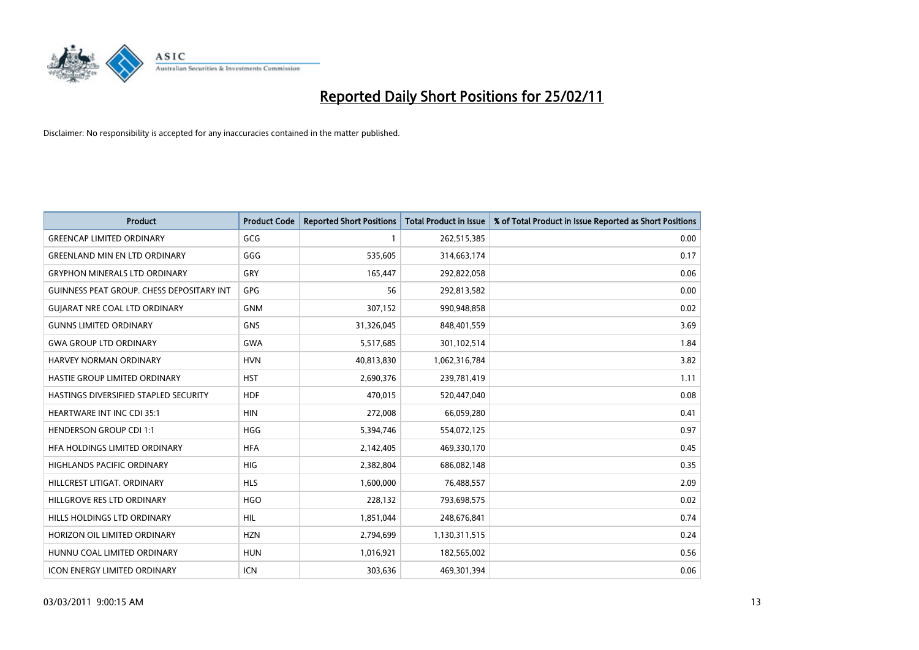# Reported Daily Short Positions for 25/02/11

Disclaimer: No responsibility is accepted for any inaccuracies contained in the matter published.

| Product | Product Code | Reported Short Positions | Total Product in Issue | % of Total Product in Issue Reported as Short Positions |
|---|---|---|---|---|
| GREENCAP LIMITED ORDINARY | GCG | 1 | 262,515,385 | 0.00 |
| GREENLAND MIN EN LTD ORDINARY | GGG | 535,605 | 314,663,174 | 0.17 |
| GRYPHON MINERALS LTD ORDINARY | GRY | 165,447 | 292,822,058 | 0.06 |
| GUINNESS PEAT GROUP. CHESS DEPOSITARY INT | GPG | 56 | 292,813,582 | 0.00 |
| GUJARAT NRE COAL LTD ORDINARY | GNM | 307,152 | 990,948,858 | 0.02 |
| GUNNS LIMITED ORDINARY | GNS | 31,326,045 | 848,401,559 | 3.69 |
| GWA GROUP LTD ORDINARY | GWA | 5,517,685 | 301,102,514 | 1.84 |
| HARVEY NORMAN ORDINARY | HVN | 40,813,830 | 1,062,316,784 | 3.82 |
| HASTIE GROUP LIMITED ORDINARY | HST | 2,690,376 | 239,781,419 | 1.11 |
| HASTINGS DIVERSIFIED STAPLED SECURITY | HDF | 470,015 | 520,447,040 | 0.08 |
| HEARTWARE INT INC CDI 35:1 | HIN | 272,008 | 66,059,280 | 0.41 |
| HENDERSON GROUP CDI 1:1 | HGG | 5,394,746 | 554,072,125 | 0.97 |
| HFA HOLDINGS LIMITED ORDINARY | HFA | 2,142,405 | 469,330,170 | 0.45 |
| HIGHLANDS PACIFIC ORDINARY | HIG | 2,382,804 | 686,082,148 | 0.35 |
| HILLCREST LITIGAT. ORDINARY | HLS | 1,600,000 | 76,488,557 | 2.09 |
| HILLGROVE RES LTD ORDINARY | HGO | 228,132 | 793,698,575 | 0.02 |
| HILLS HOLDINGS LTD ORDINARY | HIL | 1,851,044 | 248,676,841 | 0.74 |
| HORIZON OIL LIMITED ORDINARY | HZN | 2,794,699 | 1,130,311,515 | 0.24 |
| HUNNU COAL LIMITED ORDINARY | HUN | 1,016,921 | 182,565,002 | 0.56 |
| ICON ENERGY LIMITED ORDINARY | ICN | 303,636 | 469,301,394 | 0.06 |

03/03/2011 9:00:15 AM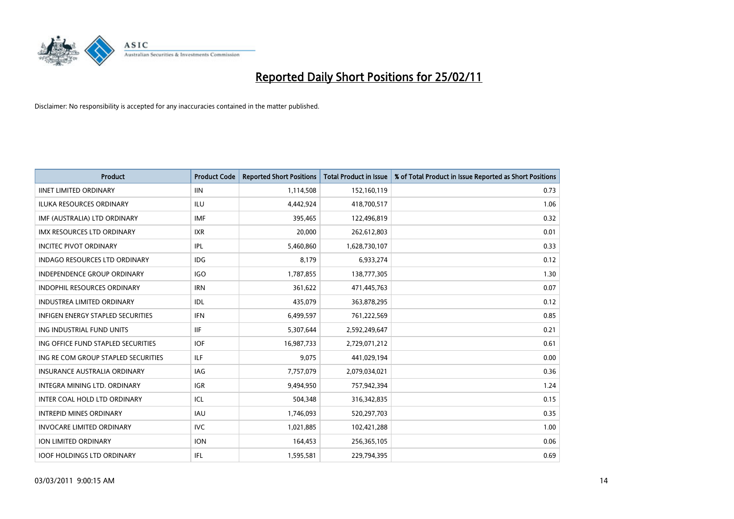# Reported Daily Short Positions for 25/02/11

Disclaimer: No responsibility is accepted for any inaccuracies contained in the matter published.

| Product | Product Code | Reported Short Positions | Total Product in Issue | % of Total Product in Issue Reported as Short Positions |
|---|---|---|---|---|
| IINET LIMITED ORDINARY | IIN | 1,114,508 | 152,160,119 | 0.73 |
| ILUKA RESOURCES ORDINARY | ILU | 4,442,924 | 418,700,517 | 1.06 |
| IMF (AUSTRALIA) LTD ORDINARY | IMF | 395,465 | 122,496,819 | 0.32 |
| IMX RESOURCES LTD ORDINARY | IXR | 20,000 | 262,612,803 | 0.01 |
| INCITEC PIVOT ORDINARY | IPL | 5,460,860 | 1,628,730,107 | 0.33 |
| INDAGO RESOURCES LTD ORDINARY | IDG | 8,179 | 6,933,274 | 0.12 |
| INDEPENDENCE GROUP ORDINARY | IGO | 1,787,855 | 138,777,305 | 1.30 |
| INDOPHIL RESOURCES ORDINARY | IRN | 361,622 | 471,445,763 | 0.07 |
| INDUSTREA LIMITED ORDINARY | IDL | 435,079 | 363,878,295 | 0.12 |
| INFIGEN ENERGY STAPLED SECURITIES | IFN | 6,499,597 | 761,222,569 | 0.85 |
| ING INDUSTRIAL FUND UNITS | IIF | 5,307,644 | 2,592,249,647 | 0.21 |
| ING OFFICE FUND STAPLED SECURITIES | IOF | 16,987,733 | 2,729,071,212 | 0.61 |
| ING RE COM GROUP STAPLED SECURITIES | ILF | 9,075 | 441,029,194 | 0.00 |
| INSURANCE AUSTRALIA ORDINARY | IAG | 7,757,079 | 2,079,034,021 | 0.36 |
| INTEGRA MINING LTD. ORDINARY | IGR | 9,494,950 | 757,942,394 | 1.24 |
| INTER COAL HOLD LTD ORDINARY | ICL | 504,348 | 316,342,835 | 0.15 |
| INTREPID MINES ORDINARY | IAU | 1,746,093 | 520,297,703 | 0.35 |
| INVOCARE LIMITED ORDINARY | IVC | 1,021,885 | 102,421,288 | 1.00 |
| ION LIMITED ORDINARY | ION | 164,453 | 256,365,105 | 0.06 |
| IOOF HOLDINGS LTD ORDINARY | IFL | 1,595,581 | 229,794,395 | 0.69 |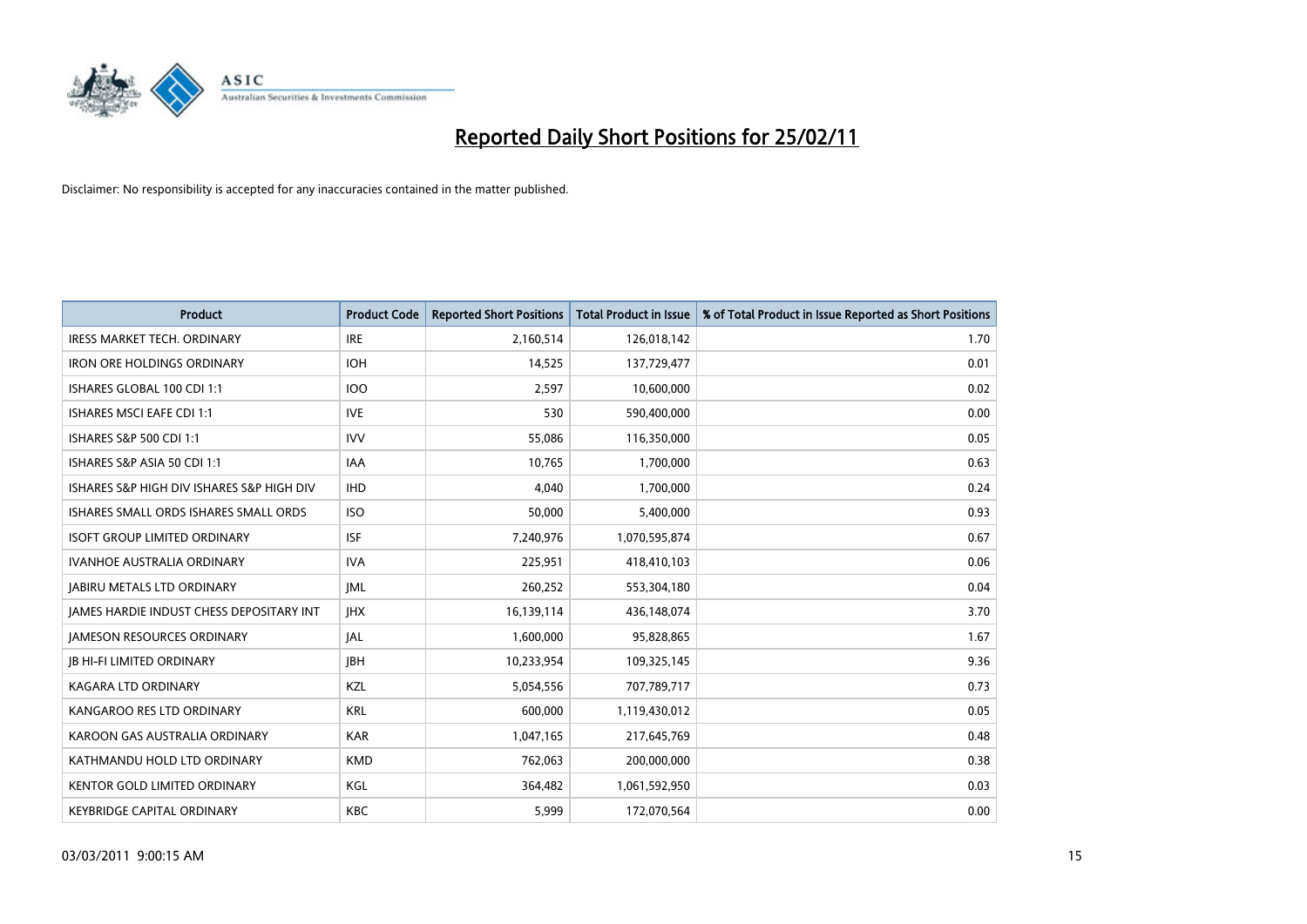# Reported Daily Short Positions for 25/02/11

Disclaimer: No responsibility is accepted for any inaccuracies contained in the matter published.

| Product | Product Code | Reported Short Positions | Total Product in Issue | % of Total Product in Issue Reported as Short Positions |
|---|---|---|---|---|
| IRESS MARKET TECH. ORDINARY | IRE | 2,160,514 | 126,018,142 | 1.70 |
| IRON ORE HOLDINGS ORDINARY | IOH | 14,525 | 137,729,477 | 0.01 |
| ISHARES GLOBAL 100 CDI 1:1 | IOO | 2,597 | 10,600,000 | 0.02 |
| ISHARES MSCI EAFE CDI 1:1 | IVE | 530 | 590,400,000 | 0.00 |
| ISHARES S&P 500 CDI 1:1 | IVV | 55,086 | 116,350,000 | 0.05 |
| ISHARES S&P ASIA 50 CDI 1:1 | IAA | 10,765 | 1,700,000 | 0.63 |
| ISHARES S&P HIGH DIV ISHARES S&P HIGH DIV | IHD | 4,040 | 1,700,000 | 0.24 |
| ISHARES SMALL ORDS ISHARES SMALL ORDS | ISO | 50,000 | 5,400,000 | 0.93 |
| ISOFT GROUP LIMITED ORDINARY | ISF | 7,240,976 | 1,070,595,874 | 0.67 |
| IVANHOE AUSTRALIA ORDINARY | IVA | 225,951 | 418,410,103 | 0.06 |
| JABIRU METALS LTD ORDINARY | JML | 260,252 | 553,304,180 | 0.04 |
| JAMES HARDIE INDUST CHESS DEPOSITARY INT | JHX | 16,139,114 | 436,148,074 | 3.70 |
| JAMESON RESOURCES ORDINARY | JAL | 1,600,000 | 95,828,865 | 1.67 |
| JB HI-FI LIMITED ORDINARY | JBH | 10,233,954 | 109,325,145 | 9.36 |
| KAGARA LTD ORDINARY | KZL | 5,054,556 | 707,789,717 | 0.73 |
| KANGAROO RES LTD ORDINARY | KRL | 600,000 | 1,119,430,012 | 0.05 |
| KAROON GAS AUSTRALIA ORDINARY | KAR | 1,047,165 | 217,645,769 | 0.48 |
| KATHMANDU HOLD LTD ORDINARY | KMD | 762,063 | 200,000,000 | 0.38 |
| KENTOR GOLD LIMITED ORDINARY | KGL | 364,482 | 1,061,592,950 | 0.03 |
| KEYBRIDGE CAPITAL ORDINARY | KBC | 5,999 | 172,070,564 | 0.00 |

03/03/2011 9:00:15 AM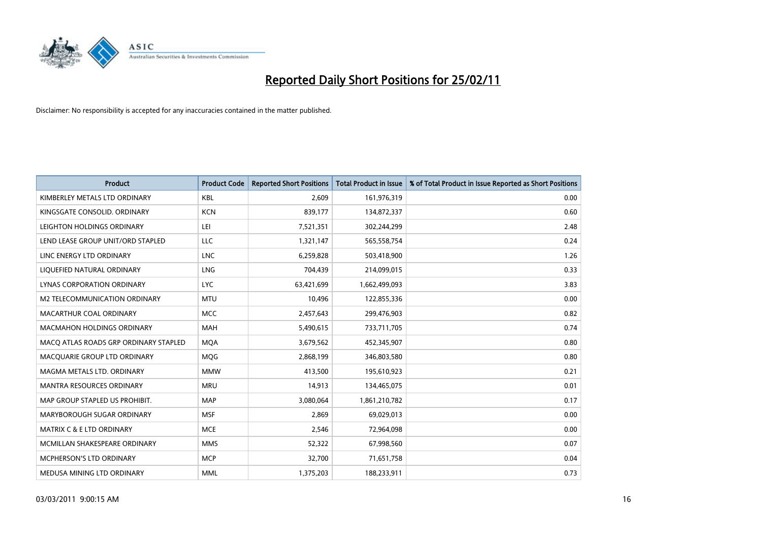# Reported Daily Short Positions for 25/02/11

Disclaimer: No responsibility is accepted for any inaccuracies contained in the matter published.

| Product | Product Code | Reported Short Positions | Total Product in Issue | % of Total Product in Issue Reported as Short Positions |
|---|---|---|---|---|
| KIMBERLEY METALS LTD ORDINARY | KBL | 2,609 | 161,976,319 | 0.00 |
| KINGSGATE CONSOLID. ORDINARY | KCN | 839,177 | 134,872,337 | 0.60 |
| LEIGHTON HOLDINGS ORDINARY | LEI | 7,521,351 | 302,244,299 | 2.48 |
| LEND LEASE GROUP UNIT/ORD STAPLED | LLC | 1,321,147 | 565,558,754 | 0.24 |
| LINC ENERGY LTD ORDINARY | LNC | 6,259,828 | 503,418,900 | 1.26 |
| LIQUEFIED NATURAL ORDINARY | LNG | 704,439 | 214,099,015 | 0.33 |
| LYNAS CORPORATION ORDINARY | LYC | 63,421,699 | 1,662,499,093 | 3.83 |
| M2 TELECOMMUNICATION ORDINARY | MTU | 10,496 | 122,855,336 | 0.00 |
| MACARTHUR COAL ORDINARY | MCC | 2,457,643 | 299,476,903 | 0.82 |
| MACMAHON HOLDINGS ORDINARY | MAH | 5,490,615 | 733,711,705 | 0.74 |
| MACQ ATLAS ROADS GRP ORDINARY STAPLED | MQA | 3,679,562 | 452,345,907 | 0.80 |
| MACQUARIE GROUP LTD ORDINARY | MQG | 2,868,199 | 346,803,580 | 0.80 |
| MAGMA METALS LTD. ORDINARY | MMW | 413,500 | 195,610,923 | 0.21 |
| MANTRA RESOURCES ORDINARY | MRU | 14,913 | 134,465,075 | 0.01 |
| MAP GROUP STAPLED US PROHIBIT. | MAP | 3,080,064 | 1,861,210,782 | 0.17 |
| MARYBOROUGH SUGAR ORDINARY | MSF | 2,869 | 69,029,013 | 0.00 |
| MATRIX C & E LTD ORDINARY | MCE | 2,546 | 72,964,098 | 0.00 |
| MCMILLAN SHAKESPEARE ORDINARY | MMS | 52,322 | 67,998,560 | 0.07 |
| MCPHERSON'S LTD ORDINARY | MCP | 32,700 | 71,651,758 | 0.04 |
| MEDUSA MINING LTD ORDINARY | MML | 1,375,203 | 188,233,911 | 0.73 |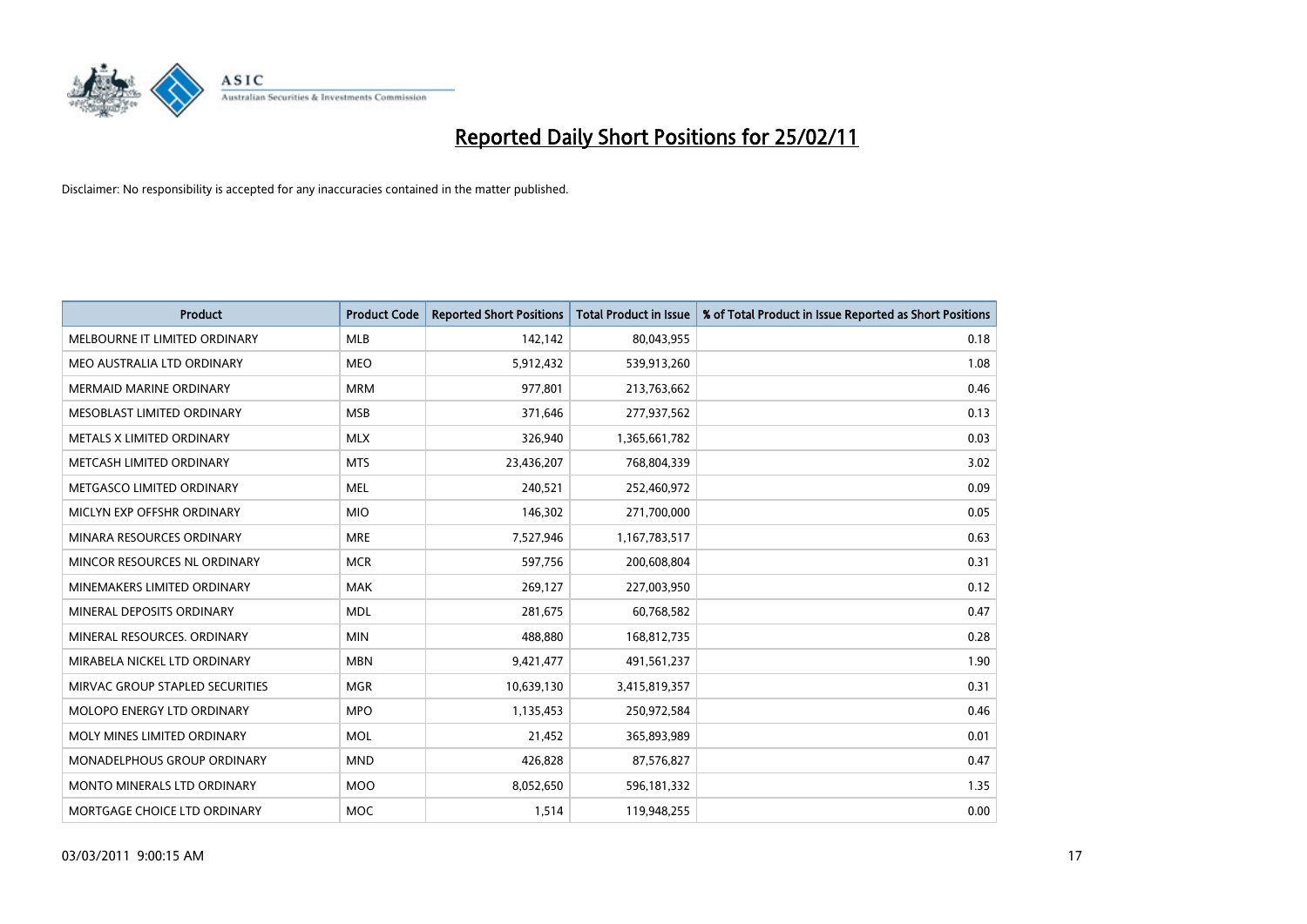# Reported Daily Short Positions for 25/02/11

Disclaimer: No responsibility is accepted for any inaccuracies contained in the matter published.

| Product | Product Code | Reported Short Positions | Total Product in Issue | % of Total Product in Issue Reported as Short Positions |
| --- | --- | --- | --- | --- |
| MELBOURNE IT LIMITED ORDINARY | MLB | 142,142 | 80,043,955 | 0.18 |
| MEO AUSTRALIA LTD ORDINARY | MEO | 5,912,432 | 539,913,260 | 1.08 |
| MERMAID MARINE ORDINARY | MRM | 977,801 | 213,763,662 | 0.46 |
| MESOBLAST LIMITED ORDINARY | MSB | 371,646 | 277,937,562 | 0.13 |
| METALS X LIMITED ORDINARY | MLX | 326,940 | 1,365,661,782 | 0.03 |
| METCASH LIMITED ORDINARY | MTS | 23,436,207 | 768,804,339 | 3.02 |
| METGASCO LIMITED ORDINARY | MEL | 240,521 | 252,460,972 | 0.09 |
| MICLYN EXP OFFSHR ORDINARY | MIO | 146,302 | 271,700,000 | 0.05 |
| MINARA RESOURCES ORDINARY | MRE | 7,527,946 | 1,167,783,517 | 0.63 |
| MINCOR RESOURCES NL ORDINARY | MCR | 597,756 | 200,608,804 | 0.31 |
| MINEMAKERS LIMITED ORDINARY | MAK | 269,127 | 227,003,950 | 0.12 |
| MINERAL DEPOSITS ORDINARY | MDL | 281,675 | 60,768,582 | 0.47 |
| MINERAL RESOURCES. ORDINARY | MIN | 488,880 | 168,812,735 | 0.28 |
| MIRABELA NICKEL LTD ORDINARY | MBN | 9,421,477 | 491,561,237 | 1.90 |
| MIRVAC GROUP STAPLED SECURITIES | MGR | 10,639,130 | 3,415,819,357 | 0.31 |
| MOLOPO ENERGY LTD ORDINARY | MPO | 1,135,453 | 250,972,584 | 0.46 |
| MOLY MINES LIMITED ORDINARY | MOL | 21,452 | 365,893,989 | 0.01 |
| MONADELPHOUS GROUP ORDINARY | MND | 426,828 | 87,576,827 | 0.47 |
| MONTO MINERALS LTD ORDINARY | MOO | 8,052,650 | 596,181,332 | 1.35 |
| MORTGAGE CHOICE LTD ORDINARY | MOC | 1,514 | 119,948,255 | 0.00 |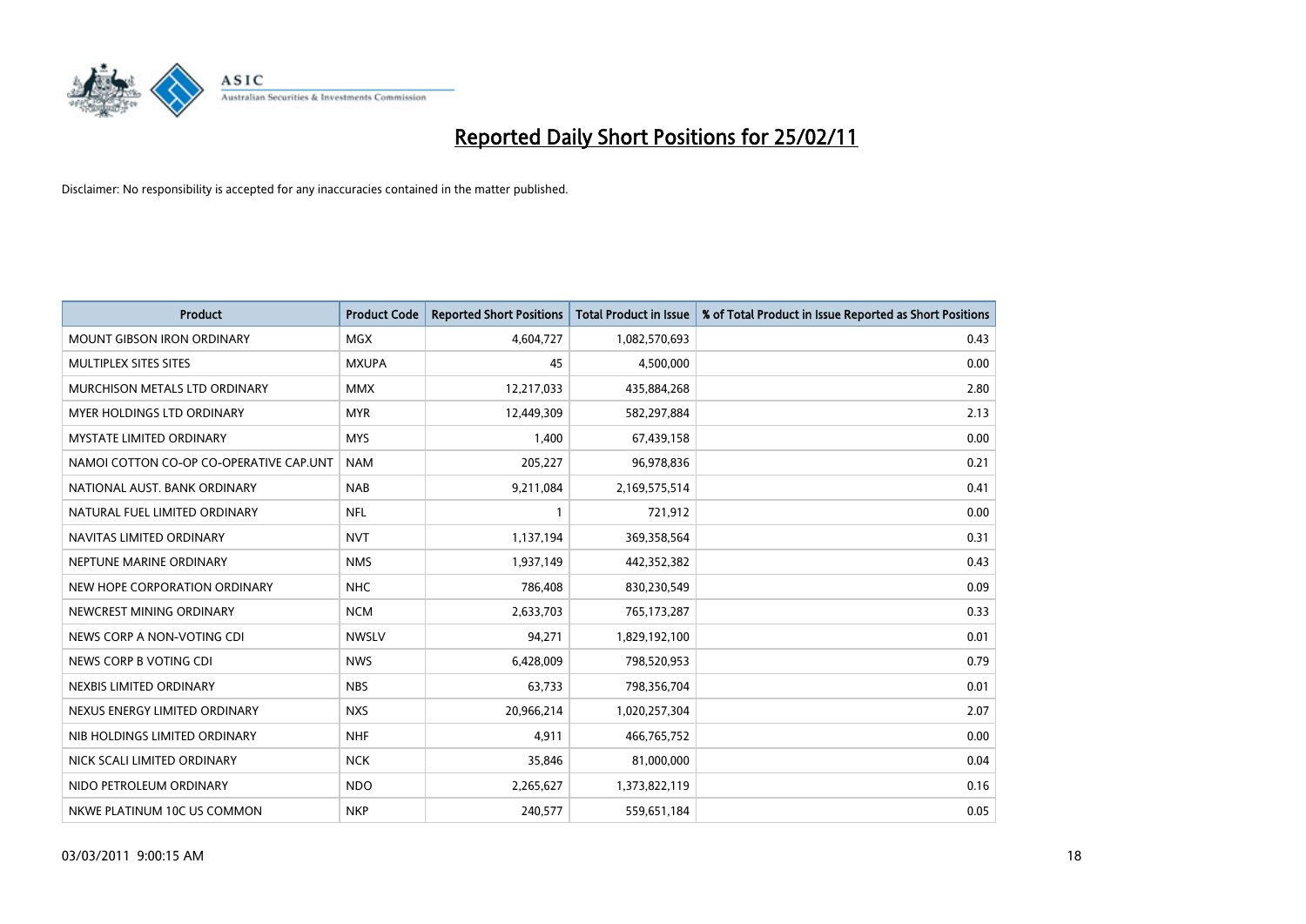# Reported Daily Short Positions for 25/02/11

Disclaimer: No responsibility is accepted for any inaccuracies contained in the matter published.

| Product | Product Code | Reported Short Positions | Total Product in Issue | % of Total Product in Issue Reported as Short Positions |
|---|---|---|---|---|
| MOUNT GIBSON IRON ORDINARY | MGX | 4,604,727 | 1,082,570,693 | 0.43 |
| MULTIPLEX SITES SITES | MXUPA | 45 | 4,500,000 | 0.00 |
| MURCHISON METALS LTD ORDINARY | MMX | 12,217,033 | 435,884,268 | 2.80 |
| MYER HOLDINGS LTD ORDINARY | MYR | 12,449,309 | 582,297,884 | 2.13 |
| MYSTATE LIMITED ORDINARY | MYS | 1,400 | 67,439,158 | 0.00 |
| NAMOI COTTON CO-OP CO-OPERATIVE CAP.UNT | NAM | 205,227 | 96,978,836 | 0.21 |
| NATIONAL AUST. BANK ORDINARY | NAB | 9,211,084 | 2,169,575,514 | 0.41 |
| NATURAL FUEL LIMITED ORDINARY | NFL | 1 | 721,912 | 0.00 |
| NAVITAS LIMITED ORDINARY | NVT | 1,137,194 | 369,358,564 | 0.31 |
| NEPTUNE MARINE ORDINARY | NMS | 1,937,149 | 442,352,382 | 0.43 |
| NEW HOPE CORPORATION ORDINARY | NHC | 786,408 | 830,230,549 | 0.09 |
| NEWCREST MINING ORDINARY | NCM | 2,633,703 | 765,173,287 | 0.33 |
| NEWS CORP A NON-VOTING CDI | NWSLV | 94,271 | 1,829,192,100 | 0.01 |
| NEWS CORP B VOTING CDI | NWS | 6,428,009 | 798,520,953 | 0.79 |
| NEXBIS LIMITED ORDINARY | NBS | 63,733 | 798,356,704 | 0.01 |
| NEXUS ENERGY LIMITED ORDINARY | NXS | 20,966,214 | 1,020,257,304 | 2.07 |
| NIB HOLDINGS LIMITED ORDINARY | NHF | 4,911 | 466,765,752 | 0.00 |
| NICK SCALI LIMITED ORDINARY | NCK | 35,846 | 81,000,000 | 0.04 |
| NIDO PETROLEUM ORDINARY | NDO | 2,265,627 | 1,373,822,119 | 0.16 |
| NKWE PLATINUM 10C US COMMON | NKP | 240,577 | 559,651,184 | 0.05 |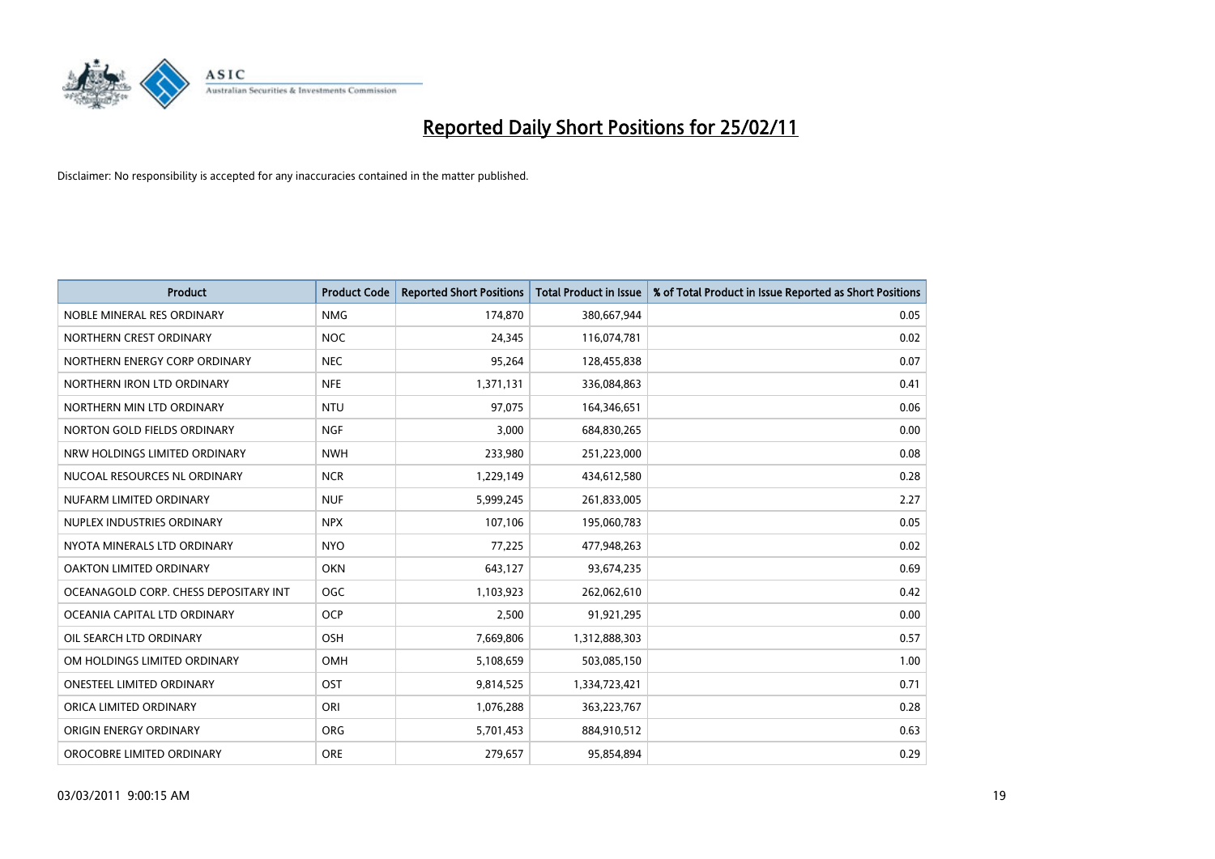# Reported Daily Short Positions for 25/02/11

Disclaimer: No responsibility is accepted for any inaccuracies contained in the matter published.

| Product | Product Code | Reported Short Positions | Total Product in Issue | % of Total Product in Issue Reported as Short Positions |
|---|---|---|---|---|
| NOBLE MINERAL RES ORDINARY | NMG | 174,870 | 380,667,944 | 0.05 |
| NORTHERN CREST ORDINARY | NOC | 24,345 | 116,074,781 | 0.02 |
| NORTHERN ENERGY CORP ORDINARY | NEC | 95,264 | 128,455,838 | 0.07 |
| NORTHERN IRON LTD ORDINARY | NFE | 1,371,131 | 336,084,863 | 0.41 |
| NORTHERN MIN LTD ORDINARY | NTU | 97,075 | 164,346,651 | 0.06 |
| NORTON GOLD FIELDS ORDINARY | NGF | 3,000 | 684,830,265 | 0.00 |
| NRW HOLDINGS LIMITED ORDINARY | NWH | 233,980 | 251,223,000 | 0.08 |
| NUCOAL RESOURCES NL ORDINARY | NCR | 1,229,149 | 434,612,580 | 0.28 |
| NUFARM LIMITED ORDINARY | NUF | 5,999,245 | 261,833,005 | 2.27 |
| NUPLEX INDUSTRIES ORDINARY | NPX | 107,106 | 195,060,783 | 0.05 |
| NYOTA MINERALS LTD ORDINARY | NYO | 77,225 | 477,948,263 | 0.02 |
| OAKTON LIMITED ORDINARY | OKN | 643,127 | 93,674,235 | 0.69 |
| OCEANAGOLD CORP. CHESS DEPOSITARY INT | OGC | 1,103,923 | 262,062,610 | 0.42 |
| OCEANIA CAPITAL LTD ORDINARY | OCP | 2,500 | 91,921,295 | 0.00 |
| OIL SEARCH LTD ORDINARY | OSH | 7,669,806 | 1,312,888,303 | 0.57 |
| OM HOLDINGS LIMITED ORDINARY | OMH | 5,108,659 | 503,085,150 | 1.00 |
| ONESTEEL LIMITED ORDINARY | OST | 9,814,525 | 1,334,723,421 | 0.71 |
| ORICA LIMITED ORDINARY | ORI | 1,076,288 | 363,223,767 | 0.28 |
| ORIGIN ENERGY ORDINARY | ORG | 5,701,453 | 884,910,512 | 0.63 |
| OROCOBRE LIMITED ORDINARY | ORE | 279,657 | 95,854,894 | 0.29 |

03/03/2011 9:00:15 AM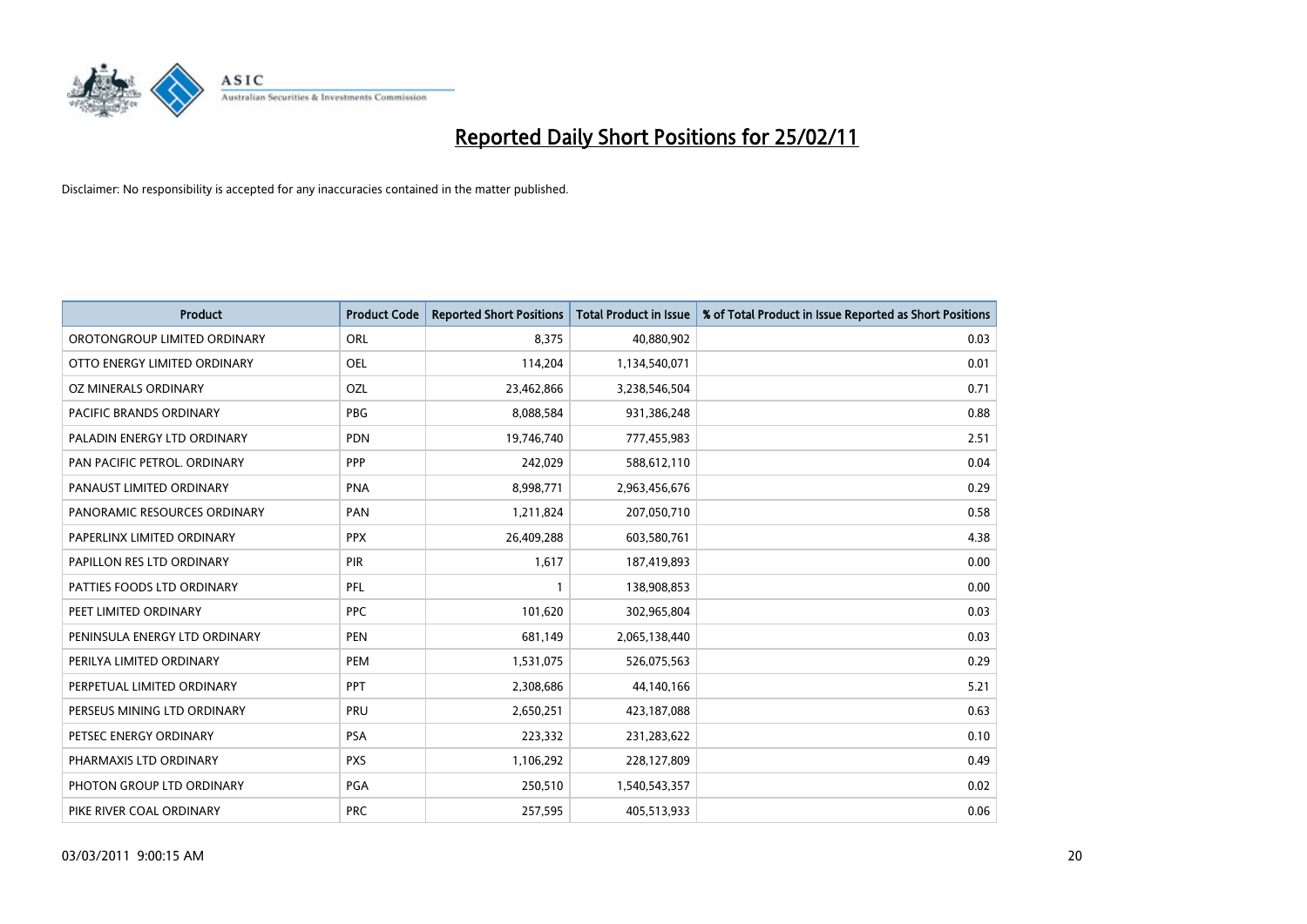# Reported Daily Short Positions for 25/02/11

Disclaimer: No responsibility is accepted for any inaccuracies contained in the matter published.

| Product | Product Code | Reported Short Positions | Total Product in Issue | % of Total Product in Issue Reported as Short Positions |
|---|---|---|---|---|
| OROTONGROUP LIMITED ORDINARY | ORL | 8,375 | 40,880,902 | 0.03 |
| OTTO ENERGY LIMITED ORDINARY | OEL | 114,204 | 1,134,540,071 | 0.01 |
| OZ MINERALS ORDINARY | OZL | 23,462,866 | 3,238,546,504 | 0.71 |
| PACIFIC BRANDS ORDINARY | PBG | 8,088,584 | 931,386,248 | 0.88 |
| PALADIN ENERGY LTD ORDINARY | PDN | 19,746,740 | 777,455,983 | 2.51 |
| PAN PACIFIC PETROL. ORDINARY | PPP | 242,029 | 588,612,110 | 0.04 |
| PANAUST LIMITED ORDINARY | PNA | 8,998,771 | 2,963,456,676 | 0.29 |
| PANORAMIC RESOURCES ORDINARY | PAN | 1,211,824 | 207,050,710 | 0.58 |
| PAPERLINX LIMITED ORDINARY | PPX | 26,409,288 | 603,580,761 | 4.38 |
| PAPILLON RES LTD ORDINARY | PIR | 1,617 | 187,419,893 | 0.00 |
| PATTIES FOODS LTD ORDINARY | PFL | 1 | 138,908,853 | 0.00 |
| PEET LIMITED ORDINARY | PPC | 101,620 | 302,965,804 | 0.03 |
| PENINSULA ENERGY LTD ORDINARY | PEN | 681,149 | 2,065,138,440 | 0.03 |
| PERILYA LIMITED ORDINARY | PEM | 1,531,075 | 526,075,563 | 0.29 |
| PERPETUAL LIMITED ORDINARY | PPT | 2,308,686 | 44,140,166 | 5.21 |
| PERSEUS MINING LTD ORDINARY | PRU | 2,650,251 | 423,187,088 | 0.63 |
| PETSEC ENERGY ORDINARY | PSA | 223,332 | 231,283,622 | 0.10 |
| PHARMAXIS LTD ORDINARY | PXS | 1,106,292 | 228,127,809 | 0.49 |
| PHOTON GROUP LTD ORDINARY | PGA | 250,510 | 1,540,543,357 | 0.02 |
| PIKE RIVER COAL ORDINARY | PRC | 257,595 | 405,513,933 | 0.06 |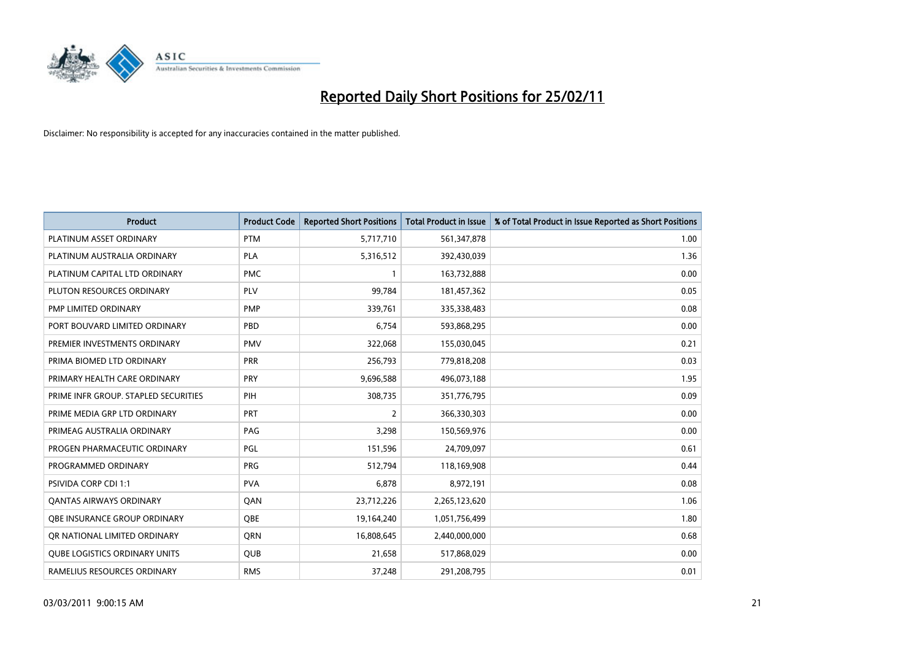# Reported Daily Short Positions for 25/02/11

Disclaimer: No responsibility is accepted for any inaccuracies contained in the matter published.

| Product | Product Code | Reported Short Positions | Total Product in Issue | % of Total Product in Issue Reported as Short Positions |
|---|---|---|---|---|
| PLATINUM ASSET ORDINARY | PTM | 5,717,710 | 561,347,878 | 1.00 |
| PLATINUM AUSTRALIA ORDINARY | PLA | 5,316,512 | 392,430,039 | 1.36 |
| PLATINUM CAPITAL LTD ORDINARY | PMC | 1 | 163,732,888 | 0.00 |
| PLUTON RESOURCES ORDINARY | PLV | 99,784 | 181,457,362 | 0.05 |
| PMP LIMITED ORDINARY | PMP | 339,761 | 335,338,483 | 0.08 |
| PORT BOUVARD LIMITED ORDINARY | PBD | 6,754 | 593,868,295 | 0.00 |
| PREMIER INVESTMENTS ORDINARY | PMV | 322,068 | 155,030,045 | 0.21 |
| PRIMA BIOMED LTD ORDINARY | PRR | 256,793 | 779,818,208 | 0.03 |
| PRIMARY HEALTH CARE ORDINARY | PRY | 9,696,588 | 496,073,188 | 1.95 |
| PRIME INFR GROUP. STAPLED SECURITIES | PIH | 308,735 | 351,776,795 | 0.09 |
| PRIME MEDIA GRP LTD ORDINARY | PRT | 2 | 366,330,303 | 0.00 |
| PRIMEAG AUSTRALIA ORDINARY | PAG | 3,298 | 150,569,976 | 0.00 |
| PROGEN PHARMACEUTIC ORDINARY | PGL | 151,596 | 24,709,097 | 0.61 |
| PROGRAMMED ORDINARY | PRG | 512,794 | 118,169,908 | 0.44 |
| PSIVIDA CORP CDI 1:1 | PVA | 6,878 | 8,972,191 | 0.08 |
| QANTAS AIRWAYS ORDINARY | QAN | 23,712,226 | 2,265,123,620 | 1.06 |
| QBE INSURANCE GROUP ORDINARY | QBE | 19,164,240 | 1,051,756,499 | 1.80 |
| QR NATIONAL LIMITED ORDINARY | QRN | 16,808,645 | 2,440,000,000 | 0.68 |
| QUBE LOGISTICS ORDINARY UNITS | QUB | 21,658 | 517,868,029 | 0.00 |
| RAMELIUS RESOURCES ORDINARY | RMS | 37,248 | 291,208,795 | 0.01 |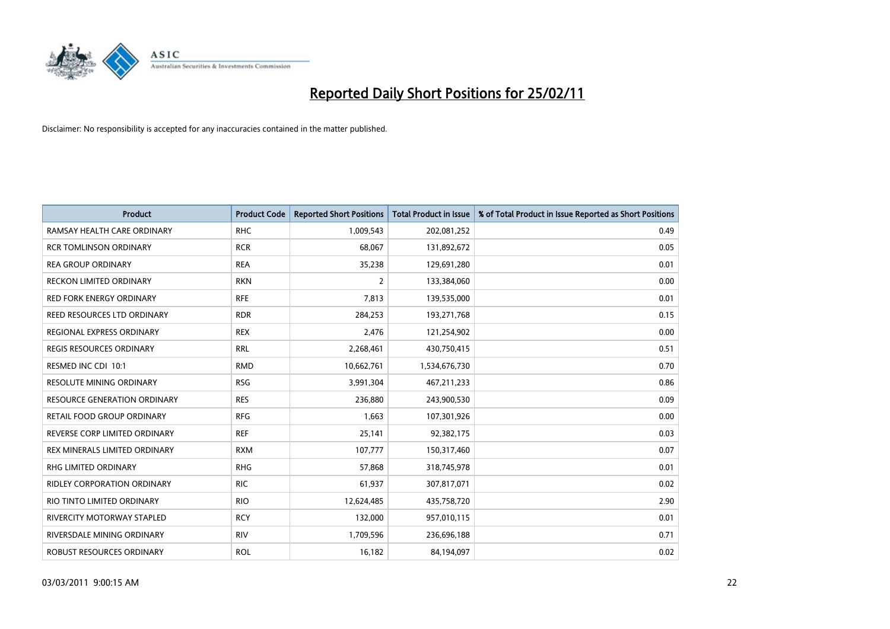# Reported Daily Short Positions for 25/02/11

Disclaimer: No responsibility is accepted for any inaccuracies contained in the matter published.

| Product | Product Code | Reported Short Positions | Total Product in Issue | % of Total Product in Issue Reported as Short Positions |
|---|---|---|---|---|
| RAMSAY HEALTH CARE ORDINARY | RHC | 1,009,543 | 202,081,252 | 0.49 |
| RCR TOMLINSON ORDINARY | RCR | 68,067 | 131,892,672 | 0.05 |
| REA GROUP ORDINARY | REA | 35,238 | 129,691,280 | 0.01 |
| RECKON LIMITED ORDINARY | RKN | 2 | 133,384,060 | 0.00 |
| RED FORK ENERGY ORDINARY | RFE | 7,813 | 139,535,000 | 0.01 |
| REED RESOURCES LTD ORDINARY | RDR | 284,253 | 193,271,768 | 0.15 |
| REGIONAL EXPRESS ORDINARY | REX | 2,476 | 121,254,902 | 0.00 |
| REGIS RESOURCES ORDINARY | RRL | 2,268,461 | 430,750,415 | 0.51 |
| RESMED INC CDI 10:1 | RMD | 10,662,761 | 1,534,676,730 | 0.70 |
| RESOLUTE MINING ORDINARY | RSG | 3,991,304 | 467,211,233 | 0.86 |
| RESOURCE GENERATION ORDINARY | RES | 236,880 | 243,900,530 | 0.09 |
| RETAIL FOOD GROUP ORDINARY | RFG | 1,663 | 107,301,926 | 0.00 |
| REVERSE CORP LIMITED ORDINARY | REF | 25,141 | 92,382,175 | 0.03 |
| REX MINERALS LIMITED ORDINARY | RXM | 107,777 | 150,317,460 | 0.07 |
| RHG LIMITED ORDINARY | RHG | 57,868 | 318,745,978 | 0.01 |
| RIDLEY CORPORATION ORDINARY | RIC | 61,937 | 307,817,071 | 0.02 |
| RIO TINTO LIMITED ORDINARY | RIO | 12,624,485 | 435,758,720 | 2.90 |
| RIVERCITY MOTORWAY STAPLED | RCY | 132,000 | 957,010,115 | 0.01 |
| RIVERSDALE MINING ORDINARY | RIV | 1,709,596 | 236,696,188 | 0.71 |
| ROBUST RESOURCES ORDINARY | ROL | 16,182 | 84,194,097 | 0.02 |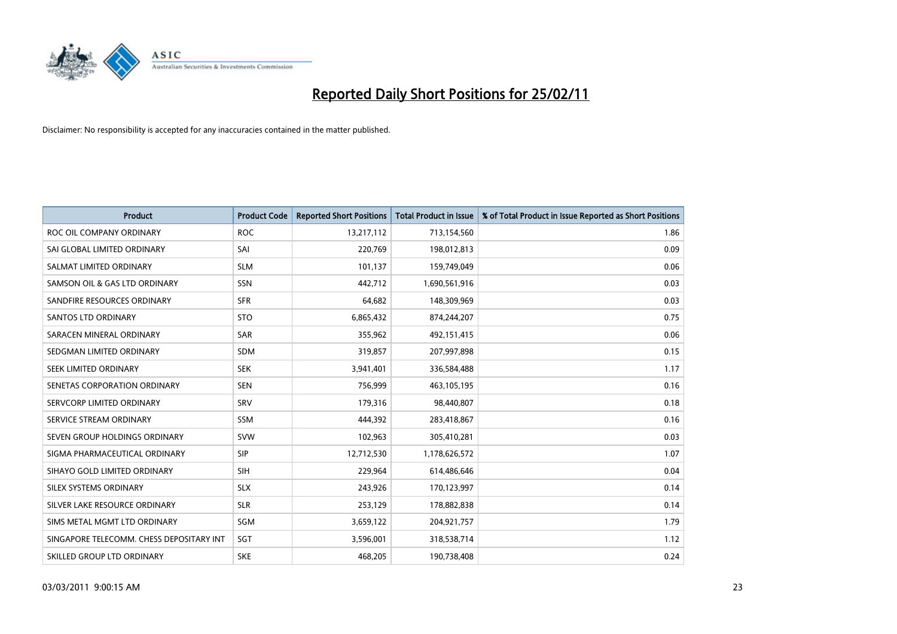# Reported Daily Short Positions for 25/02/11

Disclaimer: No responsibility is accepted for any inaccuracies contained in the matter published.

| Product | Product Code | Reported Short Positions | Total Product in Issue | % of Total Product in Issue Reported as Short Positions |
|---|---|---|---|---|
| ROC OIL COMPANY ORDINARY | ROC | 13,217,112 | 713,154,560 | 1.86 |
| SAI GLOBAL LIMITED ORDINARY | SAI | 220,769 | 198,012,813 | 0.09 |
| SALMAT LIMITED ORDINARY | SLM | 101,137 | 159,749,049 | 0.06 |
| SAMSON OIL & GAS LTD ORDINARY | SSN | 442,712 | 1,690,561,916 | 0.03 |
| SANDFIRE RESOURCES ORDINARY | SFR | 64,682 | 148,309,969 | 0.03 |
| SANTOS LTD ORDINARY | STO | 6,865,432 | 874,244,207 | 0.75 |
| SARACEN MINERAL ORDINARY | SAR | 355,962 | 492,151,415 | 0.06 |
| SEDGMAN LIMITED ORDINARY | SDM | 319,857 | 207,997,898 | 0.15 |
| SEEK LIMITED ORDINARY | SEK | 3,941,401 | 336,584,488 | 1.17 |
| SENETAS CORPORATION ORDINARY | SEN | 756,999 | 463,105,195 | 0.16 |
| SERVCORP LIMITED ORDINARY | SRV | 179,316 | 98,440,807 | 0.18 |
| SERVICE STREAM ORDINARY | SSM | 444,392 | 283,418,867 | 0.16 |
| SEVEN GROUP HOLDINGS ORDINARY | SVW | 102,963 | 305,410,281 | 0.03 |
| SIGMA PHARMACEUTICAL ORDINARY | SIP | 12,712,530 | 1,178,626,572 | 1.07 |
| SIHAYO GOLD LIMITED ORDINARY | SIH | 229,964 | 614,486,646 | 0.04 |
| SILEX SYSTEMS ORDINARY | SLX | 243,926 | 170,123,997 | 0.14 |
| SILVER LAKE RESOURCE ORDINARY | SLR | 253,129 | 178,882,838 | 0.14 |
| SIMS METAL MGMT LTD ORDINARY | SGM | 3,659,122 | 204,921,757 | 1.79 |
| SINGAPORE TELECOMM. CHESS DEPOSITARY INT | SGT | 3,596,001 | 318,538,714 | 1.12 |
| SKILLED GROUP LTD ORDINARY | SKE | 468,205 | 190,738,408 | 0.24 |

03/03/2011 9:00:15 AM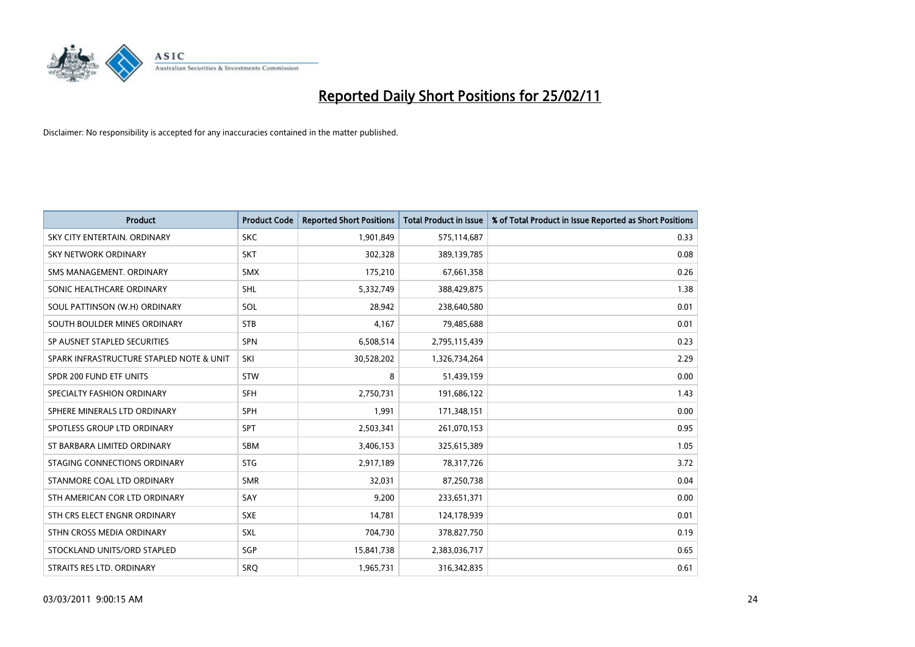# Reported Daily Short Positions for 25/02/11

Disclaimer: No responsibility is accepted for any inaccuracies contained in the matter published.

| Product | Product Code | Reported Short Positions | Total Product in Issue | % of Total Product in Issue Reported as Short Positions |
|---|---|---|---|---|
| SKY CITY ENTERTAIN. ORDINARY | SKC | 1,901,849 | 575,114,687 | 0.33 |
| SKY NETWORK ORDINARY | SKT | 302,328 | 389,139,785 | 0.08 |
| SMS MANAGEMENT. ORDINARY | SMX | 175,210 | 67,661,358 | 0.26 |
| SONIC HEALTHCARE ORDINARY | SHL | 5,332,749 | 388,429,875 | 1.38 |
| SOUL PATTINSON (W.H) ORDINARY | SOL | 28,942 | 238,640,580 | 0.01 |
| SOUTH BOULDER MINES ORDINARY | STB | 4,167 | 79,485,688 | 0.01 |
| SP AUSNET STAPLED SECURITIES | SPN | 6,508,514 | 2,795,115,439 | 0.23 |
| SPARK INFRASTRUCTURE STAPLED NOTE & UNIT | SKI | 30,528,202 | 1,326,734,264 | 2.29 |
| SPDR 200 FUND ETF UNITS | STW | 8 | 51,439,159 | 0.00 |
| SPECIALTY FASHION ORDINARY | SFH | 2,750,731 | 191,686,122 | 1.43 |
| SPHERE MINERALS LTD ORDINARY | SPH | 1,991 | 171,348,151 | 0.00 |
| SPOTLESS GROUP LTD ORDINARY | SPT | 2,503,341 | 261,070,153 | 0.95 |
| ST BARBARA LIMITED ORDINARY | SBM | 3,406,153 | 325,615,389 | 1.05 |
| STAGING CONNECTIONS ORDINARY | STG | 2,917,189 | 78,317,726 | 3.72 |
| STANMORE COAL LTD ORDINARY | SMR | 32,031 | 87,250,738 | 0.04 |
| STH AMERICAN COR LTD ORDINARY | SAY | 9,200 | 233,651,371 | 0.00 |
| STH CRS ELECT ENGNR ORDINARY | SXE | 14,781 | 124,178,939 | 0.01 |
| STHN CROSS MEDIA ORDINARY | SXL | 704,730 | 378,827,750 | 0.19 |
| STOCKLAND UNITS/ORD STAPLED | SGP | 15,841,738 | 2,383,036,717 | 0.65 |
| STRAITS RES LTD. ORDINARY | SRQ | 1,965,731 | 316,342,835 | 0.61 |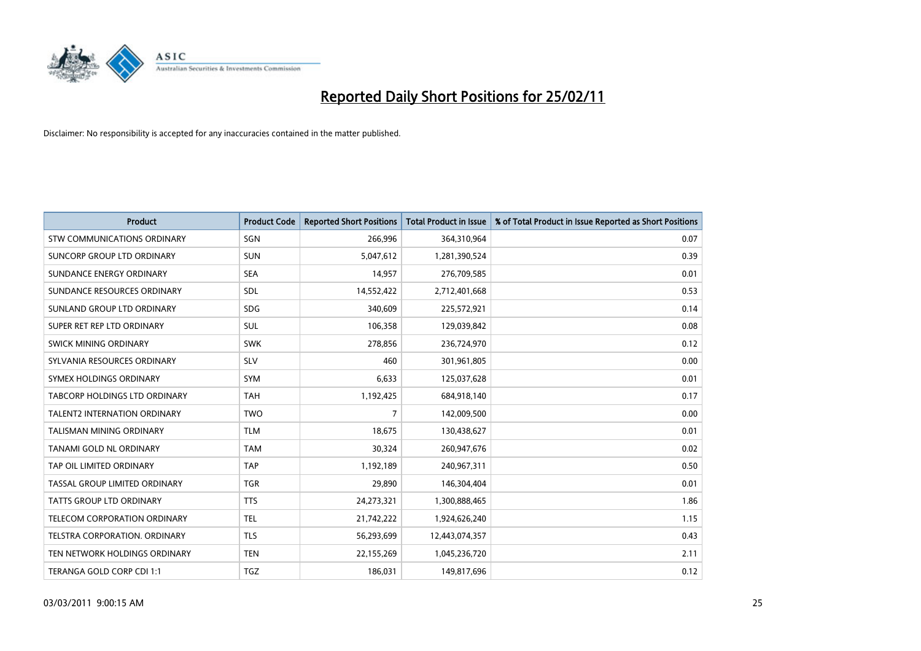# Reported Daily Short Positions for 25/02/11

Disclaimer: No responsibility is accepted for any inaccuracies contained in the matter published.

| Product | Product Code | Reported Short Positions | Total Product in Issue | % of Total Product in Issue Reported as Short Positions |
|---|---|---|---|---|
| STW COMMUNICATIONS ORDINARY | SGN | 266,996 | 364,310,964 | 0.07 |
| SUNCORP GROUP LTD ORDINARY | SUN | 5,047,612 | 1,281,390,524 | 0.39 |
| SUNDANCE ENERGY ORDINARY | SEA | 14,957 | 276,709,585 | 0.01 |
| SUNDANCE RESOURCES ORDINARY | SDL | 14,552,422 | 2,712,401,668 | 0.53 |
| SUNLAND GROUP LTD ORDINARY | SDG | 340,609 | 225,572,921 | 0.14 |
| SUPER RET REP LTD ORDINARY | SUL | 106,358 | 129,039,842 | 0.08 |
| SWICK MINING ORDINARY | SWK | 278,856 | 236,724,970 | 0.12 |
| SYLVANIA RESOURCES ORDINARY | SLV | 460 | 301,961,805 | 0.00 |
| SYMEX HOLDINGS ORDINARY | SYM | 6,633 | 125,037,628 | 0.01 |
| TABCORP HOLDINGS LTD ORDINARY | TAH | 1,192,425 | 684,918,140 | 0.17 |
| TALENT2 INTERNATION ORDINARY | TWO | 7 | 142,009,500 | 0.00 |
| TALISMAN MINING ORDINARY | TLM | 18,675 | 130,438,627 | 0.01 |
| TANAMI GOLD NL ORDINARY | TAM | 30,324 | 260,947,676 | 0.02 |
| TAP OIL LIMITED ORDINARY | TAP | 1,192,189 | 240,967,311 | 0.50 |
| TASSAL GROUP LIMITED ORDINARY | TGR | 29,890 | 146,304,404 | 0.01 |
| TATTS GROUP LTD ORDINARY | TTS | 24,273,321 | 1,300,888,465 | 1.86 |
| TELECOM CORPORATION ORDINARY | TEL | 21,742,222 | 1,924,626,240 | 1.15 |
| TELSTRA CORPORATION. ORDINARY | TLS | 56,293,699 | 12,443,074,357 | 0.43 |
| TEN NETWORK HOLDINGS ORDINARY | TEN | 22,155,269 | 1,045,236,720 | 2.11 |
| TERANGA GOLD CORP CDI 1:1 | TGZ | 186,031 | 149,817,696 | 0.12 |

03/03/2011 9:00:15 AM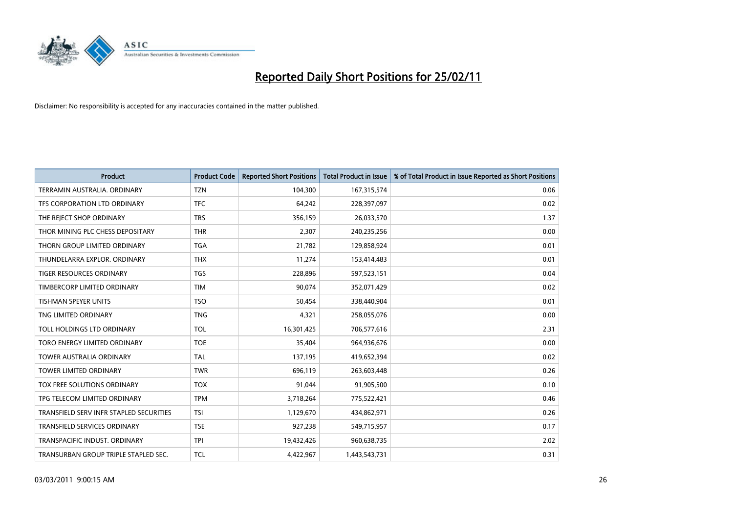# Reported Daily Short Positions for 25/02/11

Disclaimer: No responsibility is accepted for any inaccuracies contained in the matter published.

| Product | Product Code | Reported Short Positions | Total Product in Issue | % of Total Product in Issue Reported as Short Positions |
|---|---|---|---|---|
| TERRAMIN AUSTRALIA. ORDINARY | TZN | 104,300 | 167,315,574 | 0.06 |
| TFS CORPORATION LTD ORDINARY | TFC | 64,242 | 228,397,097 | 0.02 |
| THE REJECT SHOP ORDINARY | TRS | 356,159 | 26,033,570 | 1.37 |
| THOR MINING PLC CHESS DEPOSITARY | THR | 2,307 | 240,235,256 | 0.00 |
| THORN GROUP LIMITED ORDINARY | TGA | 21,782 | 129,858,924 | 0.01 |
| THUNDELARRA EXPLOR. ORDINARY | THX | 11,274 | 153,414,483 | 0.01 |
| TIGER RESOURCES ORDINARY | TGS | 228,896 | 597,523,151 | 0.04 |
| TIMBERCORP LIMITED ORDINARY | TIM | 90,074 | 352,071,429 | 0.02 |
| TISHMAN SPEYER UNITS | TSO | 50,454 | 338,440,904 | 0.01 |
| TNG LIMITED ORDINARY | TNG | 4,321 | 258,055,076 | 0.00 |
| TOLL HOLDINGS LTD ORDINARY | TOL | 16,301,425 | 706,577,616 | 2.31 |
| TORO ENERGY LIMITED ORDINARY | TOE | 35,404 | 964,936,676 | 0.00 |
| TOWER AUSTRALIA ORDINARY | TAL | 137,195 | 419,652,394 | 0.02 |
| TOWER LIMITED ORDINARY | TWR | 696,119 | 263,603,448 | 0.26 |
| TOX FREE SOLUTIONS ORDINARY | TOX | 91,044 | 91,905,500 | 0.10 |
| TPG TELECOM LIMITED ORDINARY | TPM | 3,718,264 | 775,522,421 | 0.46 |
| TRANSFIELD SERV INFR STAPLED SECURITIES | TSI | 1,129,670 | 434,862,971 | 0.26 |
| TRANSFIELD SERVICES ORDINARY | TSE | 927,238 | 549,715,957 | 0.17 |
| TRANSPACIFIC INDUST. ORDINARY | TPI | 19,432,426 | 960,638,735 | 2.02 |
| TRANSURBAN GROUP TRIPLE STAPLED SEC. | TCL | 4,422,967 | 1,443,543,731 | 0.31 |

03/03/2011 9:00:15 AM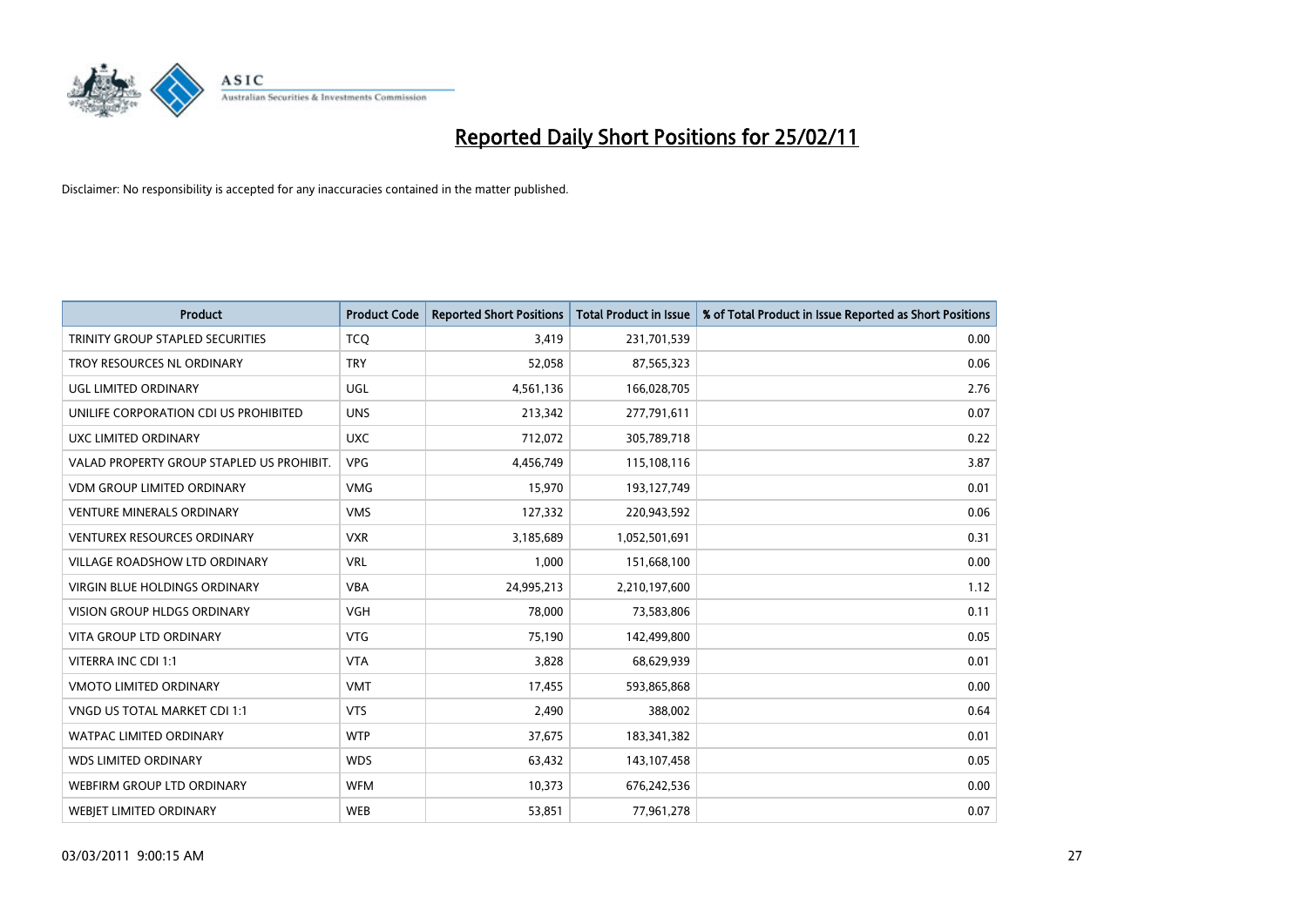# Reported Daily Short Positions for 25/02/11

Disclaimer: No responsibility is accepted for any inaccuracies contained in the matter published.

| Product | Product Code | Reported Short Positions | Total Product in Issue | % of Total Product in Issue Reported as Short Positions |
|---|---|---|---|---|
| TRINITY GROUP STAPLED SECURITIES | TCQ | 3,419 | 231,701,539 | 0.00 |
| TROY RESOURCES NL ORDINARY | TRY | 52,058 | 87,565,323 | 0.06 |
| UGL LIMITED ORDINARY | UGL | 4,561,136 | 166,028,705 | 2.76 |
| UNILIFE CORPORATION CDI US PROHIBITED | UNS | 213,342 | 277,791,611 | 0.07 |
| UXC LIMITED ORDINARY | UXC | 712,072 | 305,789,718 | 0.22 |
| VALAD PROPERTY GROUP STAPLED US PROHIBIT. | VPG | 4,456,749 | 115,108,116 | 3.87 |
| VDM GROUP LIMITED ORDINARY | VMG | 15,970 | 193,127,749 | 0.01 |
| VENTURE MINERALS ORDINARY | VMS | 127,332 | 220,943,592 | 0.06 |
| VENTUREX RESOURCES ORDINARY | VXR | 3,185,689 | 1,052,501,691 | 0.31 |
| VILLAGE ROADSHOW LTD ORDINARY | VRL | 1,000 | 151,668,100 | 0.00 |
| VIRGIN BLUE HOLDINGS ORDINARY | VBA | 24,995,213 | 2,210,197,600 | 1.12 |
| VISION GROUP HLDGS ORDINARY | VGH | 78,000 | 73,583,806 | 0.11 |
| VITA GROUP LTD ORDINARY | VTG | 75,190 | 142,499,800 | 0.05 |
| VITERRA INC CDI 1:1 | VTA | 3,828 | 68,629,939 | 0.01 |
| VMOTO LIMITED ORDINARY | VMT | 17,455 | 593,865,868 | 0.00 |
| VNGD US TOTAL MARKET CDI 1:1 | VTS | 2,490 | 388,002 | 0.64 |
| WATPAC LIMITED ORDINARY | WTP | 37,675 | 183,341,382 | 0.01 |
| WDS LIMITED ORDINARY | WDS | 63,432 | 143,107,458 | 0.05 |
| WEBFIRM GROUP LTD ORDINARY | WFM | 10,373 | 676,242,536 | 0.00 |
| WEBJET LIMITED ORDINARY | WEB | 53,851 | 77,961,278 | 0.07 |

03/03/2011 9:00:15 AM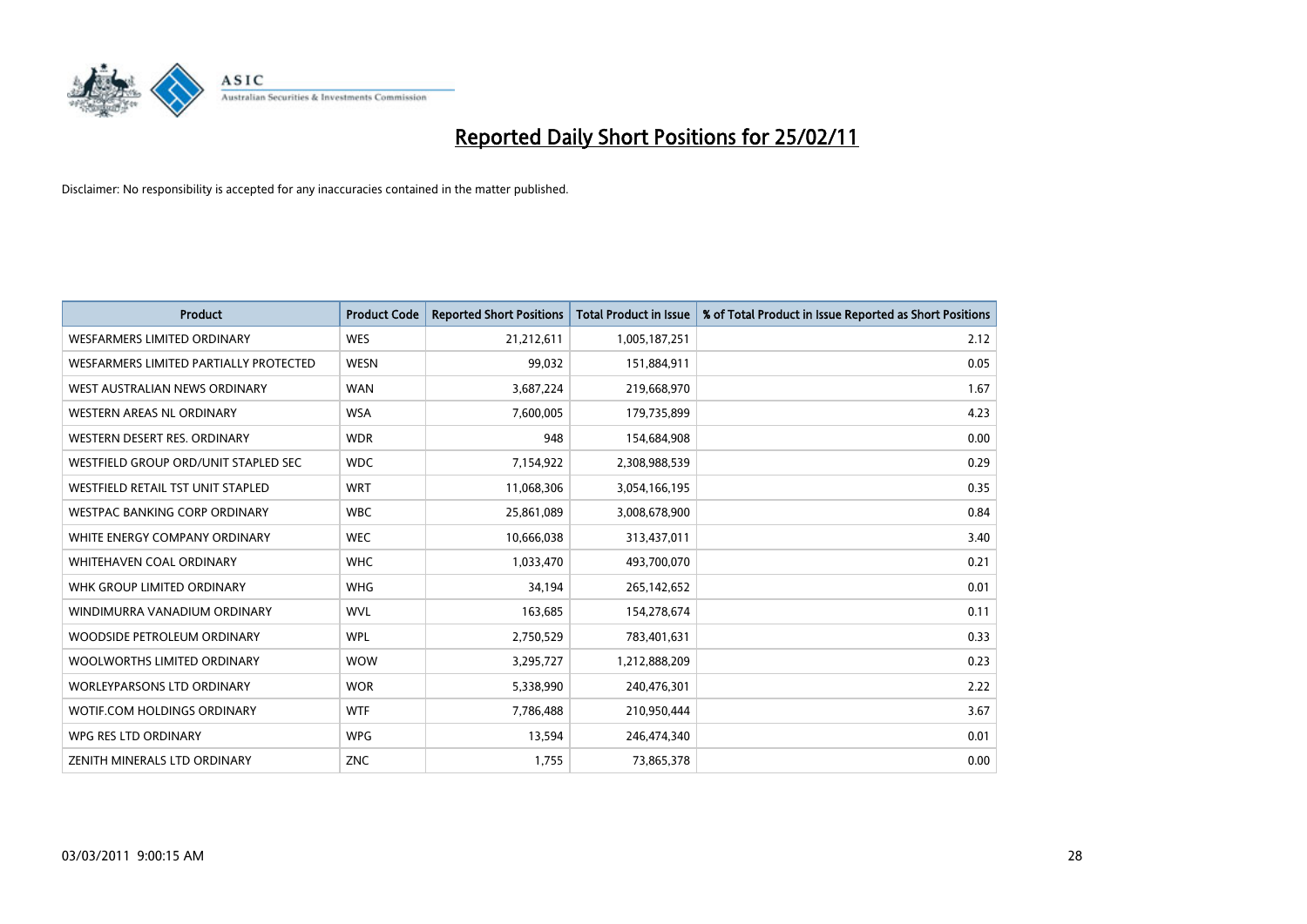# Reported Daily Short Positions for 25/02/11

Disclaimer: No responsibility is accepted for any inaccuracies contained in the matter published.

| Product | Product Code | Reported Short Positions | Total Product in Issue | % of Total Product in Issue Reported as Short Positions |
|---|---|---|---|---|
| WESFARMERS LIMITED ORDINARY | WES | 21,212,611 | 1,005,187,251 | 2.12 |
| WESFARMERS LIMITED PARTIALLY PROTECTED | WESN | 99,032 | 151,884,911 | 0.05 |
| WEST AUSTRALIAN NEWS ORDINARY | WAN | 3,687,224 | 219,668,970 | 1.67 |
| WESTERN AREAS NL ORDINARY | WSA | 7,600,005 | 179,735,899 | 4.23 |
| WESTERN DESERT RES. ORDINARY | WDR | 948 | 154,684,908 | 0.00 |
| WESTFIELD GROUP ORD/UNIT STAPLED SEC | WDC | 7,154,922 | 2,308,988,539 | 0.29 |
| WESTFIELD RETAIL TST UNIT STAPLED | WRT | 11,068,306 | 3,054,166,195 | 0.35 |
| WESTPAC BANKING CORP ORDINARY | WBC | 25,861,089 | 3,008,678,900 | 0.84 |
| WHITE ENERGY COMPANY ORDINARY | WEC | 10,666,038 | 313,437,011 | 3.40 |
| WHITEHAVEN COAL ORDINARY | WHC | 1,033,470 | 493,700,070 | 0.21 |
| WHK GROUP LIMITED ORDINARY | WHG | 34,194 | 265,142,652 | 0.01 |
| WINDIMURRA VANADIUM ORDINARY | WVL | 163,685 | 154,278,674 | 0.11 |
| WOODSIDE PETROLEUM ORDINARY | WPL | 2,750,529 | 783,401,631 | 0.33 |
| WOOLWORTHS LIMITED ORDINARY | WOW | 3,295,727 | 1,212,888,209 | 0.23 |
| WORLEYPARSONS LTD ORDINARY | WOR | 5,338,990 | 240,476,301 | 2.22 |
| WOTIF.COM HOLDINGS ORDINARY | WTF | 7,786,488 | 210,950,444 | 3.67 |
| WPG RES LTD ORDINARY | WPG | 13,594 | 246,474,340 | 0.01 |
| ZENITH MINERALS LTD ORDINARY | ZNC | 1,755 | 73,865,378 | 0.00 |

03/03/2011 9:00:15 AM